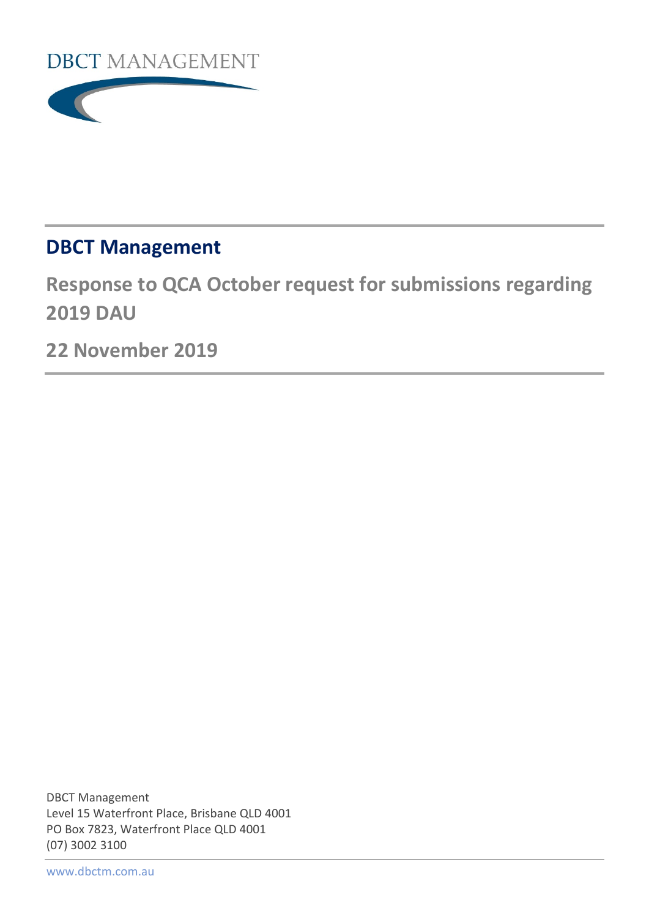DBCT MANAGEMENT

# DBCT Management

## Response to QCA October request for submissions regarding 2019 DAU

## 22 November 2019

DBCT Management
Level 15 Waterfront Place, Brisbane QLD 4001
PO Box 7823, Waterfront Place QLD 4001
(07) 3002 3100

www.dbctm.com.au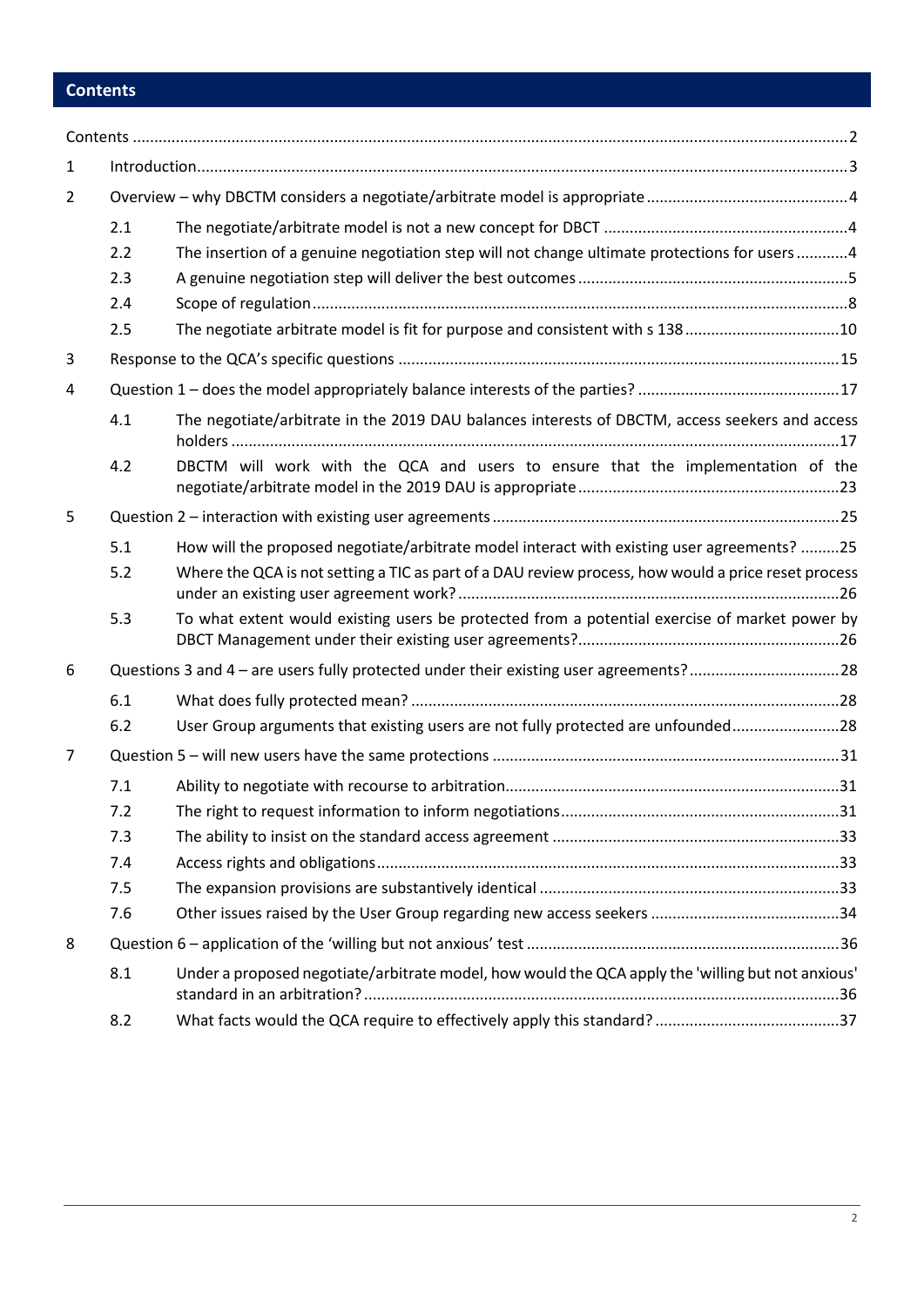# Contents

- Contents ... 2
- 1 Introduction ... 3
- 2 Overview – why DBCTM considers a negotiate/arbitrate model is appropriate ... 4
  - 2.1 The negotiate/arbitrate model is not a new concept for DBCT ... 4
  - 2.2 The insertion of a genuine negotiation step will not change ultimate protections for users ... 4
  - 2.3 A genuine negotiation step will deliver the best outcomes ... 5
  - 2.4 Scope of regulation ... 8
  - 2.5 The negotiate arbitrate model is fit for purpose and consistent with s 138 ... 10
- 3 Response to the QCA's specific questions ... 15
- 4 Question 1 – does the model appropriately balance interests of the parties? ... 17
  - 4.1 The negotiate/arbitrate in the 2019 DAU balances interests of DBCTM, access seekers and access holders ... 17
  - 4.2 DBCTM will work with the QCA and users to ensure that the implementation of the negotiate/arbitrate model in the 2019 DAU is appropriate ... 23
- 5 Question 2 – interaction with existing user agreements ... 25
  - 5.1 How will the proposed negotiate/arbitrate model interact with existing user agreements? ... 25
  - 5.2 Where the QCA is not setting a TIC as part of a DAU review process, how would a price reset process under an existing user agreement work? ... 26
  - 5.3 To what extent would existing users be protected from a potential exercise of market power by DBCT Management under their existing user agreements? ... 26
- 6 Questions 3 and 4 – are users fully protected under their existing user agreements? ... 28
  - 6.1 What does fully protected mean? ... 28
  - 6.2 User Group arguments that existing users are not fully protected are unfounded ... 28
- 7 Question 5 – will new users have the same protections ... 31
  - 7.1 Ability to negotiate with recourse to arbitration ... 31
  - 7.2 The right to request information to inform negotiations ... 31
  - 7.3 The ability to insist on the standard access agreement ... 33
  - 7.4 Access rights and obligations ... 33
  - 7.5 The expansion provisions are substantively identical ... 33
  - 7.6 Other issues raised by the User Group regarding new access seekers ... 34
- 8 Question 6 – application of the 'willing but not anxious' test ... 36
  - 8.1 Under a proposed negotiate/arbitrate model, how would the QCA apply the 'willing but not anxious' standard in an arbitration? ... 36
  - 8.2 What facts would the QCA require to effectively apply this standard? ... 37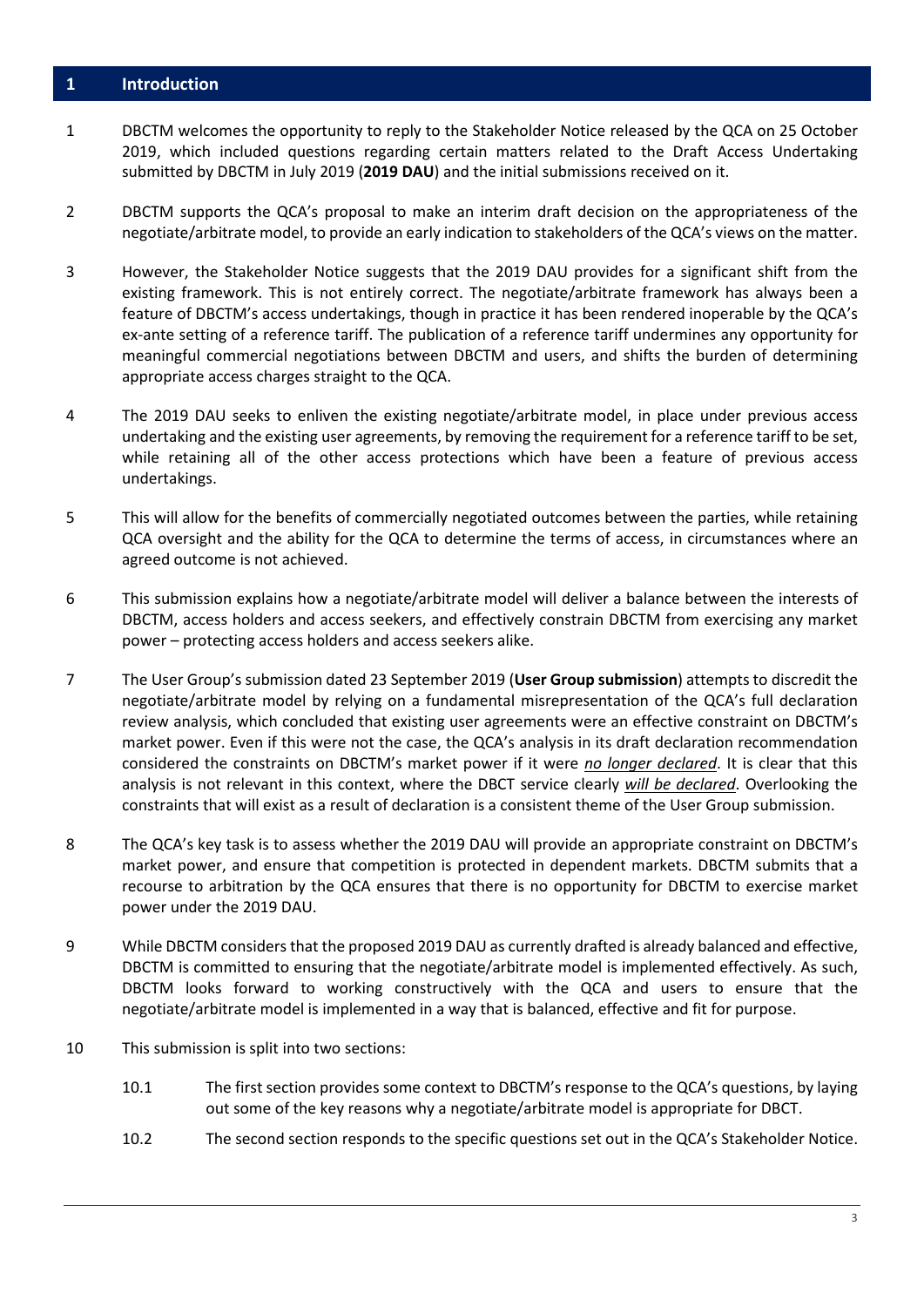# 1 Introduction

1. DBCTM welcomes the opportunity to reply to the Stakeholder Notice released by the QCA on 25 October 2019, which included questions regarding certain matters related to the Draft Access Undertaking submitted by DBCTM in July 2019 (**2019 DAU**) and the initial submissions received on it.

2. DBCTM supports the QCA's proposal to make an interim draft decision on the appropriateness of the negotiate/arbitrate model, to provide an early indication to stakeholders of the QCA's views on the matter.

3. However, the Stakeholder Notice suggests that the 2019 DAU provides for a significant shift from the existing framework. This is not entirely correct. The negotiate/arbitrate framework has always been a feature of DBCTM's access undertakings, though in practice it has been rendered inoperable by the QCA's ex-ante setting of a reference tariff. The publication of a reference tariff undermines any opportunity for meaningful commercial negotiations between DBCTM and users, and shifts the burden of determining appropriate access charges straight to the QCA.

4. The 2019 DAU seeks to enliven the existing negotiate/arbitrate model, in place under previous access undertaking and the existing user agreements, by removing the requirement for a reference tariff to be set, while retaining all of the other access protections which have been a feature of previous access undertakings.

5. This will allow for the benefits of commercially negotiated outcomes between the parties, while retaining QCA oversight and the ability for the QCA to determine the terms of access, in circumstances where an agreed outcome is not achieved.

6. This submission explains how a negotiate/arbitrate model will deliver a balance between the interests of DBCTM, access holders and access seekers, and effectively constrain DBCTM from exercising any market power – protecting access holders and access seekers alike.

7. The User Group's submission dated 23 September 2019 (**User Group submission**) attempts to discredit the negotiate/arbitrate model by relying on a fundamental misrepresentation of the QCA's full declaration review analysis, which concluded that existing user agreements were an effective constraint on DBCTM's market power. Even if this were not the case, the QCA's analysis in its draft declaration recommendation considered the constraints on DBCTM's market power if it were ***no longer declared***. It is clear that this analysis is not relevant in this context, where the DBCT service clearly ***will be declared***. Overlooking the constraints that will exist as a result of declaration is a consistent theme of the User Group submission.

8. The QCA's key task is to assess whether the 2019 DAU will provide an appropriate constraint on DBCTM's market power, and ensure that competition is protected in dependent markets. DBCTM submits that a recourse to arbitration by the QCA ensures that there is no opportunity for DBCTM to exercise market power under the 2019 DAU.

9. While DBCTM considers that the proposed 2019 DAU as currently drafted is already balanced and effective, DBCTM is committed to ensuring that the negotiate/arbitrate model is implemented effectively. As such, DBCTM looks forward to working constructively with the QCA and users to ensure that the negotiate/arbitrate model is implemented in a way that is balanced, effective and fit for purpose.

10. This submission is split into two sections:

    10.1 The first section provides some context to DBCTM's response to the QCA's questions, by laying out some of the key reasons why a negotiate/arbitrate model is appropriate for DBCT.

    10.2 The second section responds to the specific questions set out in the QCA's Stakeholder Notice.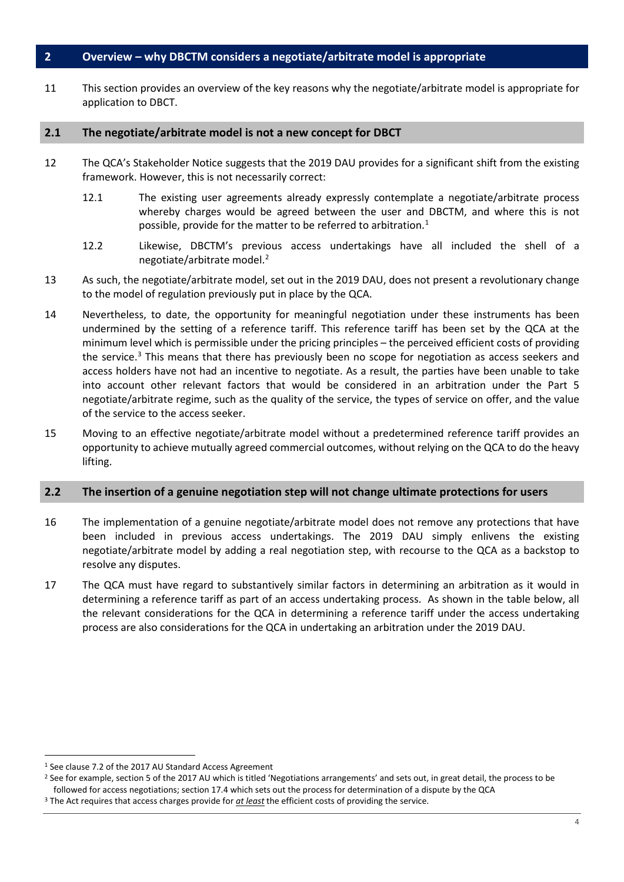## 2 Overview – why DBCTM considers a negotiate/arbitrate model is appropriate

11 This section provides an overview of the key reasons why the negotiate/arbitrate model is appropriate for application to DBCT.

### 2.1 The negotiate/arbitrate model is not a new concept for DBCT

12 The QCA's Stakeholder Notice suggests that the 2019 DAU provides for a significant shift from the existing framework. However, this is not necessarily correct:

12.1 The existing user agreements already expressly contemplate a negotiate/arbitrate process whereby charges would be agreed between the user and DBCTM, and where this is not possible, provide for the matter to be referred to arbitration.[1]

12.2 Likewise, DBCTM's previous access undertakings have all included the shell of a negotiate/arbitrate model.[2]

13 As such, the negotiate/arbitrate model, set out in the 2019 DAU, does not present a revolutionary change to the model of regulation previously put in place by the QCA.

14 Nevertheless, to date, the opportunity for meaningful negotiation under these instruments has been undermined by the setting of a reference tariff. This reference tariff has been set by the QCA at the minimum level which is permissible under the pricing principles – the perceived efficient costs of providing the service.[3] This means that there has previously been no scope for negotiation as access seekers and access holders have not had an incentive to negotiate. As a result, the parties have been unable to take into account other relevant factors that would be considered in an arbitration under the Part 5 negotiate/arbitrate regime, such as the quality of the service, the types of service on offer, and the value of the service to the access seeker.

15 Moving to an effective negotiate/arbitrate model without a predetermined reference tariff provides an opportunity to achieve mutually agreed commercial outcomes, without relying on the QCA to do the heavy lifting.

### 2.2 The insertion of a genuine negotiation step will not change ultimate protections for users

16 The implementation of a genuine negotiate/arbitrate model does not remove any protections that have been included in previous access undertakings. The 2019 DAU simply enlivens the existing negotiate/arbitrate model by adding a real negotiation step, with recourse to the QCA as a backstop to resolve any disputes.

17 The QCA must have regard to substantively similar factors in determining an arbitration as it would in determining a reference tariff as part of an access undertaking process. As shown in the table below, all the relevant considerations for the QCA in determining a reference tariff under the access undertaking process are also considerations for the QCA in undertaking an arbitration under the 2019 DAU.

---

[1] See clause 7.2 of the 2017 AU Standard Access Agreement

[2] See for example, section 5 of the 2017 AU which is titled 'Negotiations arrangements' and sets out, in great detail, the process to be followed for access negotiations; section 17.4 which sets out the process for determination of a dispute by the QCA

[3] The Act requires that access charges provide for ***at least*** the efficient costs of providing the service.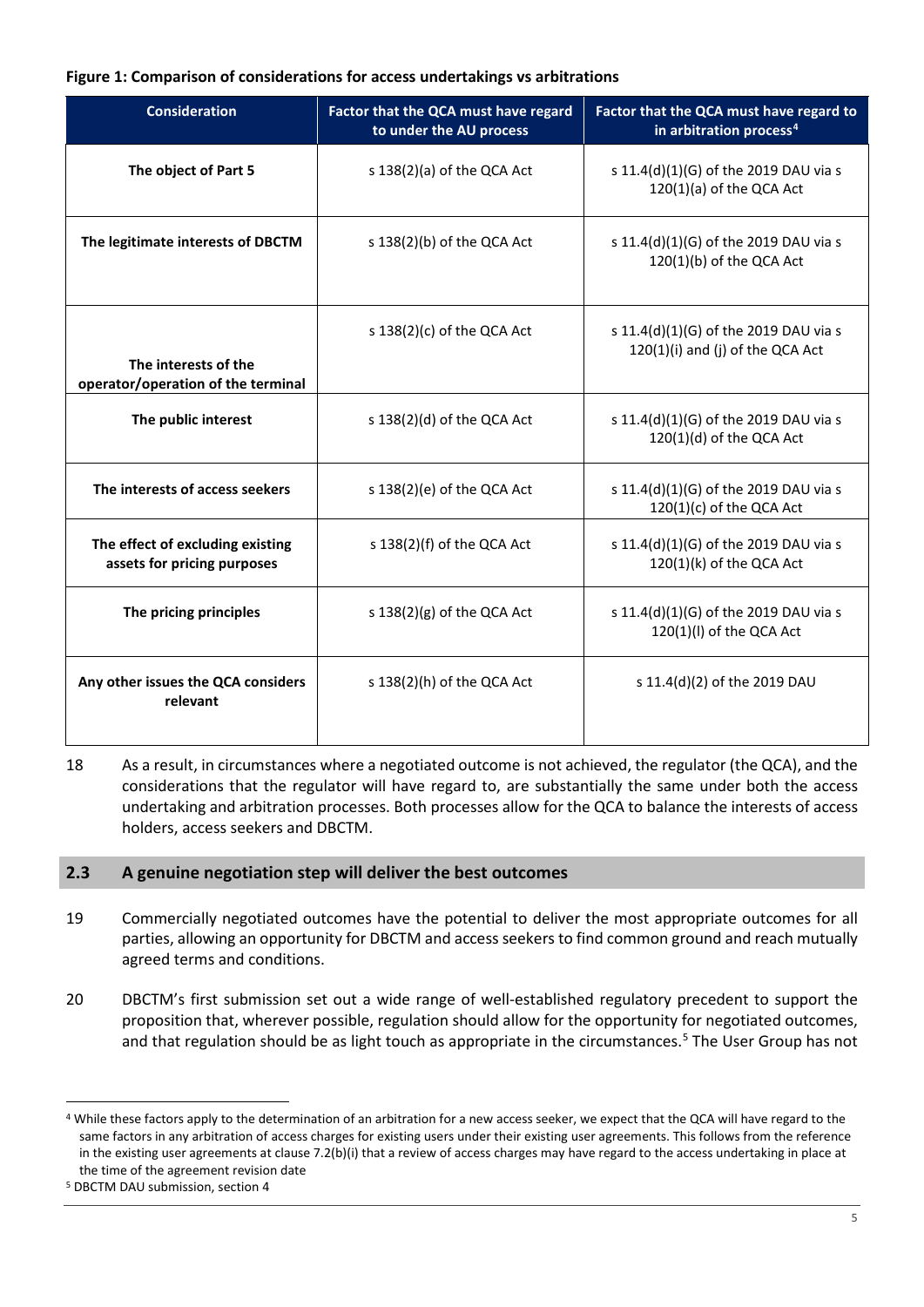**Figure 1: Comparison of considerations for access undertakings vs arbitrations**

| Consideration | Factor that the QCA must have regard to under the AU process | Factor that the QCA must have regard to in arbitration process[4] |
|---|---|---|
| **The object of Part 5** | s 138(2)(a) of the QCA Act | s 11.4(d)(1)(G) of the 2019 DAU via s 120(1)(a) of the QCA Act |
| **The legitimate interests of DBCTM** | s 138(2)(b) of the QCA Act | s 11.4(d)(1)(G) of the 2019 DAU via s 120(1)(b) of the QCA Act |
| **The interests of the operator/operation of the terminal** | s 138(2)(c) of the QCA Act | s 11.4(d)(1)(G) of the 2019 DAU via s 120(1)(i) and (j) of the QCA Act |
| **The public interest** | s 138(2)(d) of the QCA Act | s 11.4(d)(1)(G) of the 2019 DAU via s 120(1)(d) of the QCA Act |
| **The interests of access seekers** | s 138(2)(e) of the QCA Act | s 11.4(d)(1)(G) of the 2019 DAU via s 120(1)(c) of the QCA Act |
| **The effect of excluding existing assets for pricing purposes** | s 138(2)(f) of the QCA Act | s 11.4(d)(1)(G) of the 2019 DAU via s 120(1)(k) of the QCA Act |
| **The pricing principles** | s 138(2)(g) of the QCA Act | s 11.4(d)(1)(G) of the 2019 DAU via s 120(1)(l) of the QCA Act |
| **Any other issues the QCA considers relevant** | s 138(2)(h) of the QCA Act | s 11.4(d)(2) of the 2019 DAU |

18 As a result, in circumstances where a negotiated outcome is not achieved, the regulator (the QCA), and the considerations that the regulator will have regard to, are substantially the same under both the access undertaking and arbitration processes. Both processes allow for the QCA to balance the interests of access holders, access seekers and DBCTM.

## 2.3 A genuine negotiation step will deliver the best outcomes

19 Commercially negotiated outcomes have the potential to deliver the most appropriate outcomes for all parties, allowing an opportunity for DBCTM and access seekers to find common ground and reach mutually agreed terms and conditions.

20 DBCTM's first submission set out a wide range of well-established regulatory precedent to support the proposition that, wherever possible, regulation should allow for the opportunity for negotiated outcomes, and that regulation should be as light touch as appropriate in the circumstances.[5] The User Group has not

---

[4] While these factors apply to the determination of an arbitration for a new access seeker, we expect that the QCA will have regard to the same factors in any arbitration of access charges for existing users under their existing user agreements. This follows from the reference in the existing user agreements at clause 7.2(b)(i) that a review of access charges may have regard to the access undertaking in place at the time of the agreement revision date

[5] DBCTM DAU submission, section 4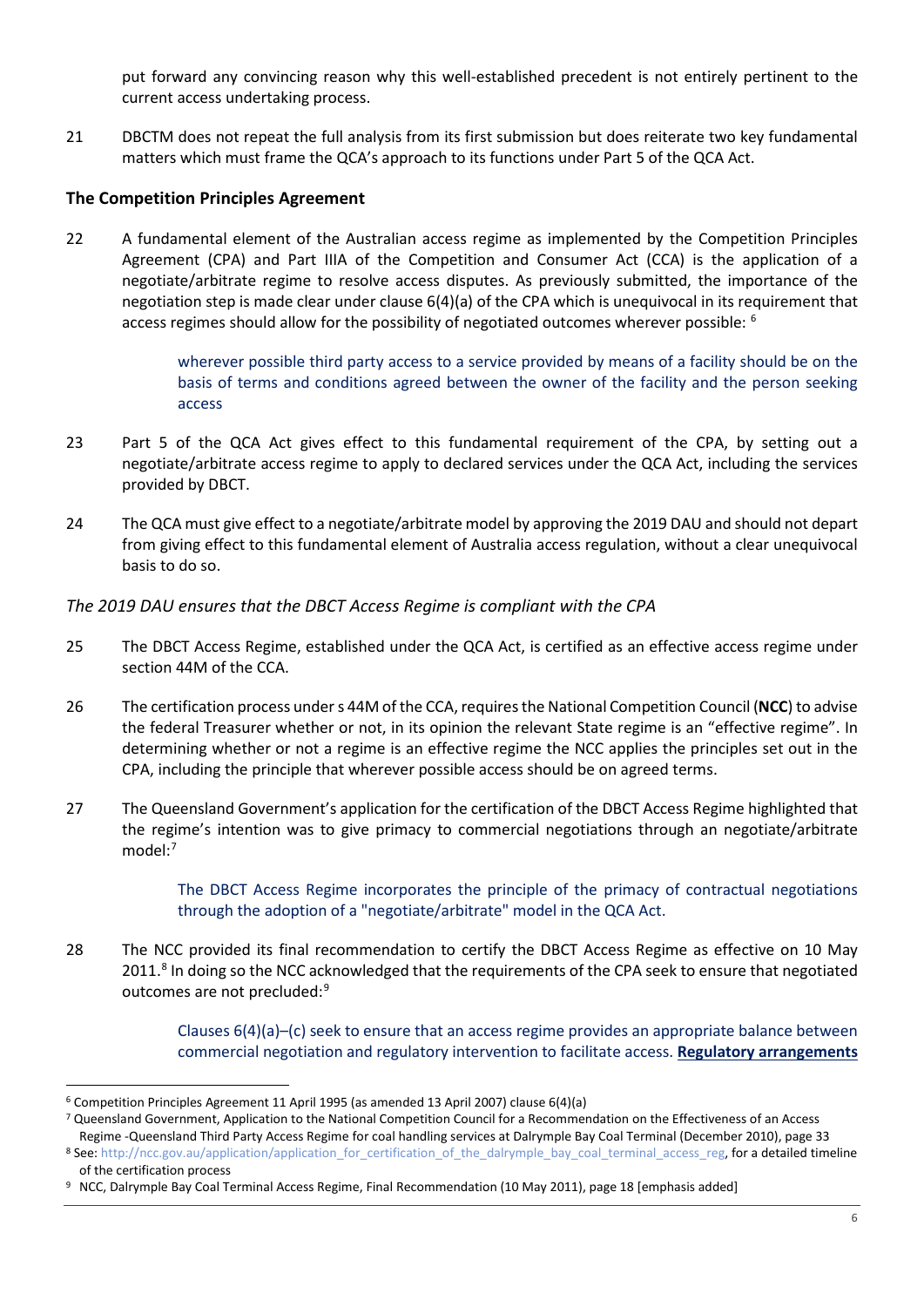put forward any convincing reason why this well-established precedent is not entirely pertinent to the current access undertaking process.

21 DBCTM does not repeat the full analysis from its first submission but does reiterate two key fundamental matters which must frame the QCA's approach to its functions under Part 5 of the QCA Act.

### The Competition Principles Agreement

22 A fundamental element of the Australian access regime as implemented by the Competition Principles Agreement (CPA) and Part IIIA of the Competition and Consumer Act (CCA) is the application of a negotiate/arbitrate regime to resolve access disputes. As previously submitted, the importance of the negotiation step is made clear under clause 6(4)(a) of the CPA which is unequivocal in its requirement that access regimes should allow for the possibility of negotiated outcomes wherever possible: [6]

> wherever possible third party access to a service provided by means of a facility should be on the basis of terms and conditions agreed between the owner of the facility and the person seeking access

23 Part 5 of the QCA Act gives effect to this fundamental requirement of the CPA, by setting out a negotiate/arbitrate access regime to apply to declared services under the QCA Act, including the services provided by DBCT.

24 The QCA must give effect to a negotiate/arbitrate model by approving the 2019 DAU and should not depart from giving effect to this fundamental element of Australia access regulation, without a clear unequivocal basis to do so.

*The 2019 DAU ensures that the DBCT Access Regime is compliant with the CPA*

25 The DBCT Access Regime, established under the QCA Act, is certified as an effective access regime under section 44M of the CCA.

26 The certification process under s 44M of the CCA, requires the National Competition Council (**NCC**) to advise the federal Treasurer whether or not, in its opinion the relevant State regime is an "effective regime". In determining whether or not a regime is an effective regime the NCC applies the principles set out in the CPA, including the principle that wherever possible access should be on agreed terms.

27 The Queensland Government's application for the certification of the DBCT Access Regime highlighted that the regime's intention was to give primacy to commercial negotiations through an negotiate/arbitrate model:[7]

> The DBCT Access Regime incorporates the principle of the primacy of contractual negotiations through the adoption of a "negotiate/arbitrate" model in the QCA Act.

28 The NCC provided its final recommendation to certify the DBCT Access Regime as effective on 10 May 2011.[8] In doing so the NCC acknowledged that the requirements of the CPA seek to ensure that negotiated outcomes are not precluded:[9]

> Clauses 6(4)(a)–(c) seek to ensure that an access regime provides an appropriate balance between commercial negotiation and regulatory intervention to facilitate access. **Regulatory arrangements**

---

[6] Competition Principles Agreement 11 April 1995 (as amended 13 April 2007) clause 6(4)(a)

[7] Queensland Government, Application to the National Competition Council for a Recommendation on the Effectiveness of an Access Regime -Queensland Third Party Access Regime for coal handling services at Dalrymple Bay Coal Terminal (December 2010), page 33

[8] See: http://ncc.gov.au/application/application_for_certification_of_the_dalrymple_bay_coal_terminal_access_reg, for a detailed timeline of the certification process

[9] NCC, Dalrymple Bay Coal Terminal Access Regime, Final Recommendation (10 May 2011), page 18 [emphasis added]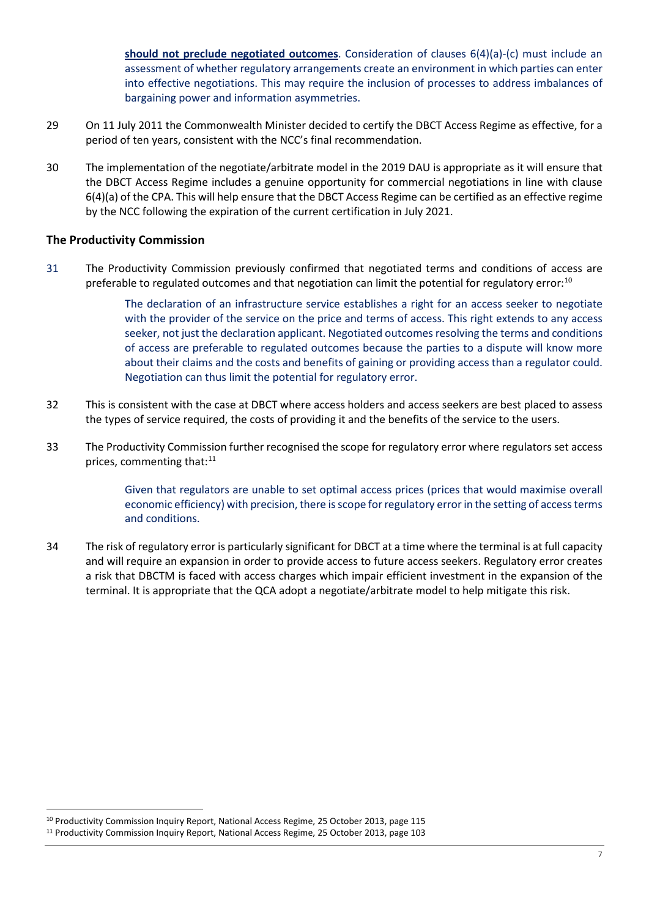**should not preclude negotiated outcomes**. Consideration of clauses 6(4)(a)-(c) must include an assessment of whether regulatory arrangements create an environment in which parties can enter into effective negotiations. This may require the inclusion of processes to address imbalances of bargaining power and information asymmetries.

29 On 11 July 2011 the Commonwealth Minister decided to certify the DBCT Access Regime as effective, for a period of ten years, consistent with the NCC's final recommendation.

30 The implementation of the negotiate/arbitrate model in the 2019 DAU is appropriate as it will ensure that the DBCT Access Regime includes a genuine opportunity for commercial negotiations in line with clause 6(4)(a) of the CPA. This will help ensure that the DBCT Access Regime can be certified as an effective regime by the NCC following the expiration of the current certification in July 2021.

### The Productivity Commission

31 The Productivity Commission previously confirmed that negotiated terms and conditions of access are preferable to regulated outcomes and that negotiation can limit the potential for regulatory error:[10]

> The declaration of an infrastructure service establishes a right for an access seeker to negotiate with the provider of the service on the price and terms of access. This right extends to any access seeker, not just the declaration applicant. Negotiated outcomes resolving the terms and conditions of access are preferable to regulated outcomes because the parties to a dispute will know more about their claims and the costs and benefits of gaining or providing access than a regulator could. Negotiation can thus limit the potential for regulatory error.

32 This is consistent with the case at DBCT where access holders and access seekers are best placed to assess the types of service required, the costs of providing it and the benefits of the service to the users.

33 The Productivity Commission further recognised the scope for regulatory error where regulators set access prices, commenting that:[11]

> Given that regulators are unable to set optimal access prices (prices that would maximise overall economic efficiency) with precision, there is scope for regulatory error in the setting of access terms and conditions.

34 The risk of regulatory error is particularly significant for DBCT at a time where the terminal is at full capacity and will require an expansion in order to provide access to future access seekers. Regulatory error creates a risk that DBCTM is faced with access charges which impair efficient investment in the expansion of the terminal. It is appropriate that the QCA adopt a negotiate/arbitrate model to help mitigate this risk.

---

[10] Productivity Commission Inquiry Report, National Access Regime, 25 October 2013, page 115

[11] Productivity Commission Inquiry Report, National Access Regime, 25 October 2013, page 103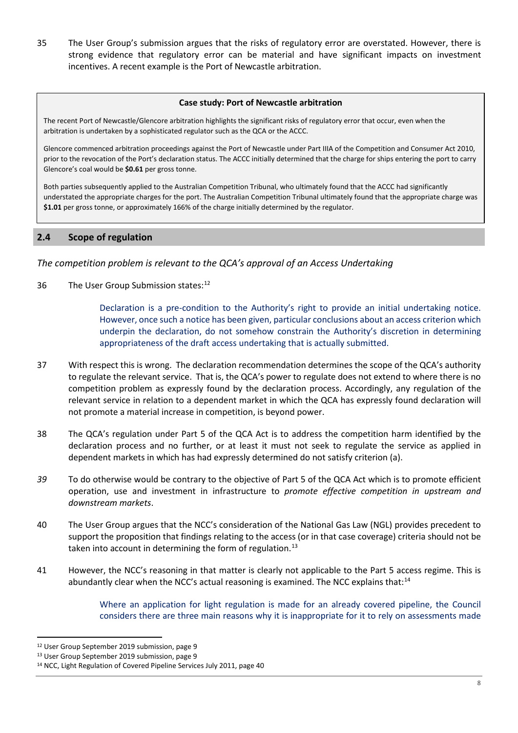35 The User Group's submission argues that the risks of regulatory error are overstated. However, there is strong evidence that regulatory error can be material and have significant impacts on investment incentives. A recent example is the Port of Newcastle arbitration.

> **Case study: Port of Newcastle arbitration**
>
> The recent Port of Newcastle/Glencore arbitration highlights the significant risks of regulatory error that occur, even when the arbitration is undertaken by a sophisticated regulator such as the QCA or the ACCC.
>
> Glencore commenced arbitration proceedings against the Port of Newcastle under Part IIIA of the Competition and Consumer Act 2010, prior to the revocation of the Port's declaration status. The ACCC initially determined that the charge for ships entering the port to carry Glencore's coal would be **$0.61** per gross tonne.
>
> Both parties subsequently applied to the Australian Competition Tribunal, who ultimately found that the ACCC had significantly understated the appropriate charges for the port. The Australian Competition Tribunal ultimately found that the appropriate charge was **$1.01** per gross tonne, or approximately 166% of the charge initially determined by the regulator.

## 2.4 Scope of regulation

*The competition problem is relevant to the QCA's approval of an Access Undertaking*

36 The User Group Submission states:[12]

> Declaration is a pre-condition to the Authority's right to provide an initial undertaking notice. However, once such a notice has been given, particular conclusions about an access criterion which underpin the declaration, do not somehow constrain the Authority's discretion in determining appropriateness of the draft access undertaking that is actually submitted.

37 With respect this is wrong. The declaration recommendation determines the scope of the QCA's authority to regulate the relevant service. That is, the QCA's power to regulate does not extend to where there is no competition problem as expressly found by the declaration process. Accordingly, any regulation of the relevant service in relation to a dependent market in which the QCA has expressly found declaration will not promote a material increase in competition, is beyond power.

38 The QCA's regulation under Part 5 of the QCA Act is to address the competition harm identified by the declaration process and no further, or at least it must not seek to regulate the service as applied in dependent markets in which has had expressly determined do not satisfy criterion (a).

*39* To do otherwise would be contrary to the objective of Part 5 of the QCA Act which is to promote efficient operation, use and investment in infrastructure to *promote effective competition in upstream and downstream markets*.

40 The User Group argues that the NCC's consideration of the National Gas Law (NGL) provides precedent to support the proposition that findings relating to the access (or in that case coverage) criteria should not be taken into account in determining the form of regulation.[13]

41 However, the NCC's reasoning in that matter is clearly not applicable to the Part 5 access regime. This is abundantly clear when the NCC's actual reasoning is examined. The NCC explains that:[14]

> Where an application for light regulation is made for an already covered pipeline, the Council considers there are three main reasons why it is inappropriate for it to rely on assessments made

[12] User Group September 2019 submission, page 9

[13] User Group September 2019 submission, page 9

[14] NCC, Light Regulation of Covered Pipeline Services July 2011, page 40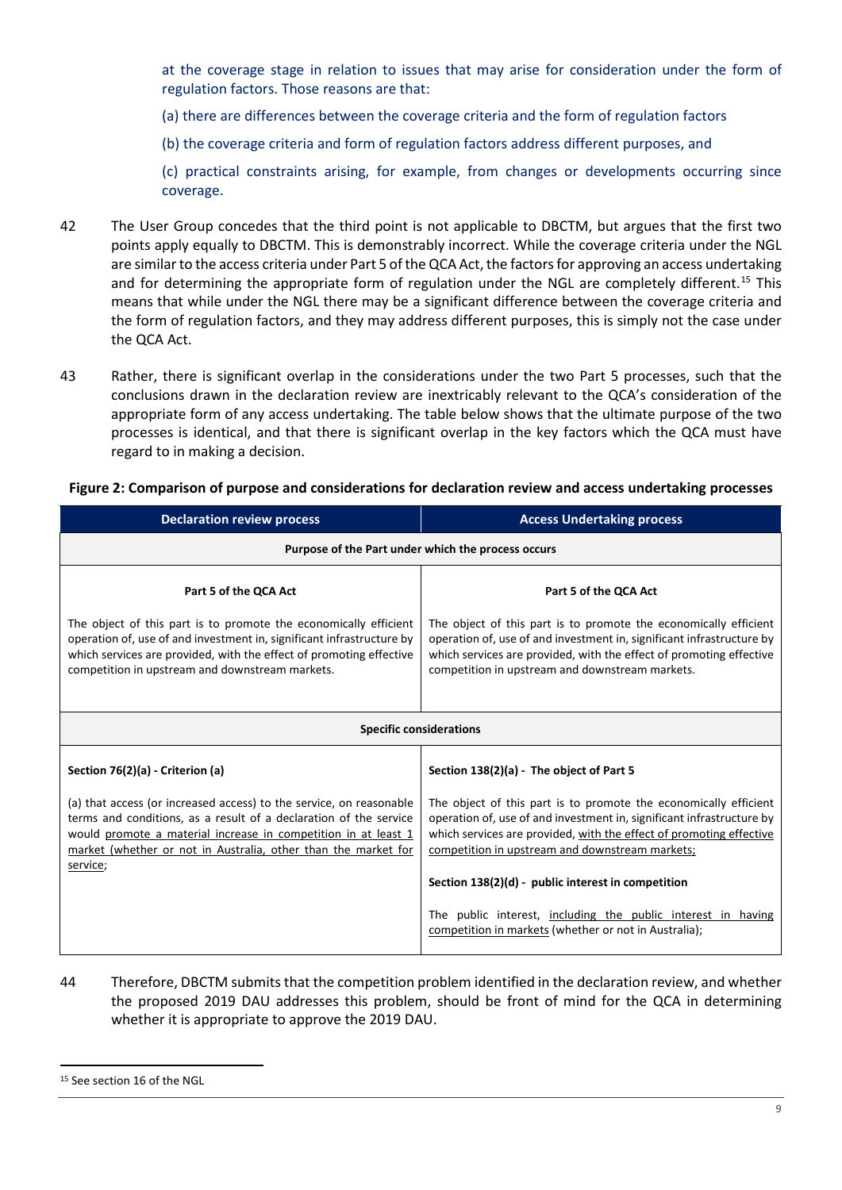at the coverage stage in relation to issues that may arise for consideration under the form of regulation factors. Those reasons are that:

(a) there are differences between the coverage criteria and the form of regulation factors

(b) the coverage criteria and form of regulation factors address different purposes, and

(c) practical constraints arising, for example, from changes or developments occurring since coverage.

42 The User Group concedes that the third point is not applicable to DBCTM, but argues that the first two points apply equally to DBCTM. This is demonstrably incorrect. While the coverage criteria under the NGL are similar to the access criteria under Part 5 of the QCA Act, the factors for approving an access undertaking and for determining the appropriate form of regulation under the NGL are completely different.[15] This means that while under the NGL there may be a significant difference between the coverage criteria and the form of regulation factors, and they may address different purposes, this is simply not the case under the QCA Act.

43 Rather, there is significant overlap in the considerations under the two Part 5 processes, such that the conclusions drawn in the declaration review are inextricably relevant to the QCA's consideration of the appropriate form of any access undertaking. The table below shows that the ultimate purpose of the two processes is identical, and that there is significant overlap in the key factors which the QCA must have regard to in making a decision.

**Figure 2: Comparison of purpose and considerations for declaration review and access undertaking processes**

| Declaration review process | Access Undertaking process |
|---|---|
| **Purpose of the Part under which the process occurs** | |
| **Part 5 of the QCA Act**<br><br>The object of this part is to promote the economically efficient operation of, use of and investment in, significant infrastructure by which services are provided, with the effect of promoting effective competition in upstream and downstream markets. | **Part 5 of the QCA Act**<br><br>The object of this part is to promote the economically efficient operation of, use of and investment in, significant infrastructure by which services are provided, with the effect of promoting effective competition in upstream and downstream markets. |
| **Specific considerations** | |
| **Section 76(2)(a) - Criterion (a)**<br><br>(a) that access (or increased access) to the service, on reasonable terms and conditions, as a result of a declaration of the service would <u>promote a material increase in competition in at least 1 market (whether or not in Australia, other than the market for service</u>; | **Section 138(2)(a) - The object of Part 5**<br><br>The object of this part is to promote the economically efficient operation of, use of and investment in, significant infrastructure by which services are provided, <u>with the effect of promoting effective competition in upstream and downstream markets;</u><br><br>**Section 138(2)(d) - public interest in competition**<br><br>The public interest, <u>including the public interest in having competition in markets</u> (whether or not in Australia); |

44 Therefore, DBCTM submits that the competition problem identified in the declaration review, and whether the proposed 2019 DAU addresses this problem, should be front of mind for the QCA in determining whether it is appropriate to approve the 2019 DAU.

---

[15] See section 16 of the NGL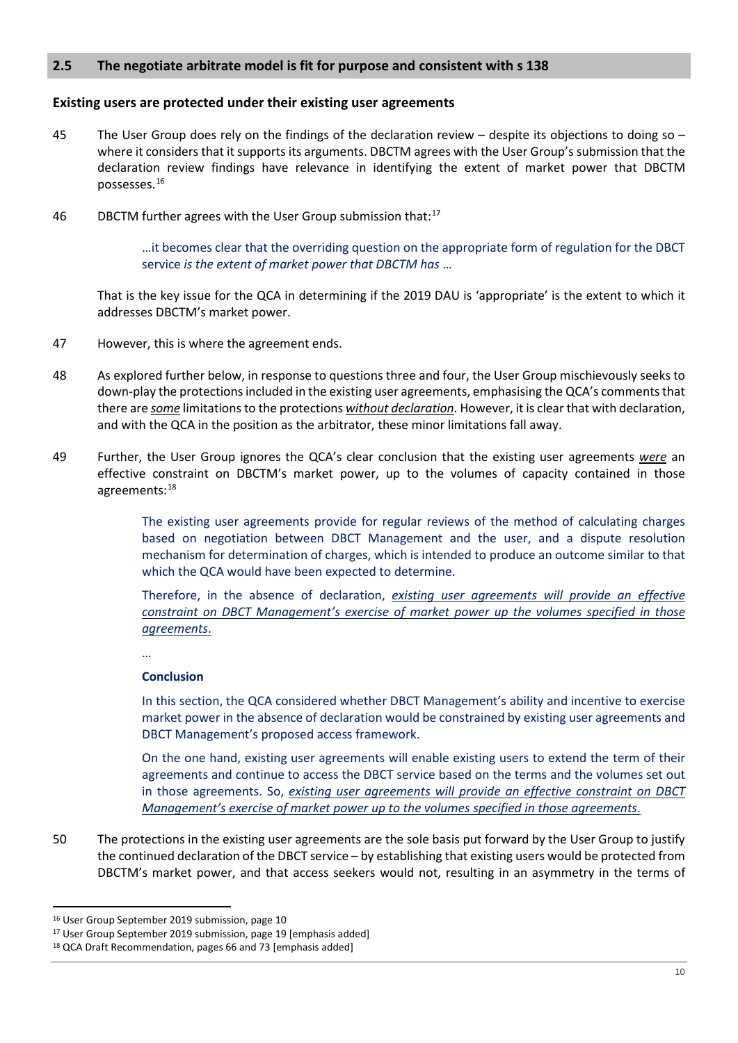## 2.5 The negotiate arbitrate model is fit for purpose and consistent with s 138

### Existing users are protected under their existing user agreements

45 The User Group does rely on the findings of the declaration review – despite its objections to doing so – where it considers that it supports its arguments. DBCTM agrees with the User Group's submission that the declaration review findings have relevance in identifying the extent of market power that DBCTM possesses.[16]

46 DBCTM further agrees with the User Group submission that:[17]

> …it becomes clear that the overriding question on the appropriate form of regulation for the DBCT service *is the extent of market power that DBCTM has* …

That is the key issue for the QCA in determining if the 2019 DAU is 'appropriate' is the extent to which it addresses DBCTM's market power.

47 However, this is where the agreement ends.

48 As explored further below, in response to questions three and four, the User Group mischievously seeks to down-play the protections included in the existing user agreements, emphasising the QCA's comments that there are ***some*** limitations to the protections ***without declaration***. However, it is clear that with declaration, and with the QCA in the position as the arbitrator, these minor limitations fall away.

49 Further, the User Group ignores the QCA's clear conclusion that the existing user agreements ***were*** an effective constraint on DBCTM's market power, up to the volumes of capacity contained in those agreements:[18]

> The existing user agreements provide for regular reviews of the method of calculating charges based on negotiation between DBCT Management and the user, and a dispute resolution mechanism for determination of charges, which is intended to produce an outcome similar to that which the QCA would have been expected to determine.
>
> Therefore, in the absence of declaration, *existing user agreements will provide an effective constraint on DBCT Management's exercise of market power up the volumes specified in those agreements*.
>
> …
>
> **Conclusion**
>
> In this section, the QCA considered whether DBCT Management's ability and incentive to exercise market power in the absence of declaration would be constrained by existing user agreements and DBCT Management's proposed access framework.
>
> On the one hand, existing user agreements will enable existing users to extend the term of their agreements and continue to access the DBCT service based on the terms and the volumes set out in those agreements. So, *existing user agreements will provide an effective constraint on DBCT Management's exercise of market power up to the volumes specified in those agreements*.

50 The protections in the existing user agreements are the sole basis put forward by the User Group to justify the continued declaration of the DBCT service – by establishing that existing users would be protected from DBCTM's market power, and that access seekers would not, resulting in an asymmetry in the terms of

---

[16] User Group September 2019 submission, page 10

[17] User Group September 2019 submission, page 19 [emphasis added]

[18] QCA Draft Recommendation, pages 66 and 73 [emphasis added]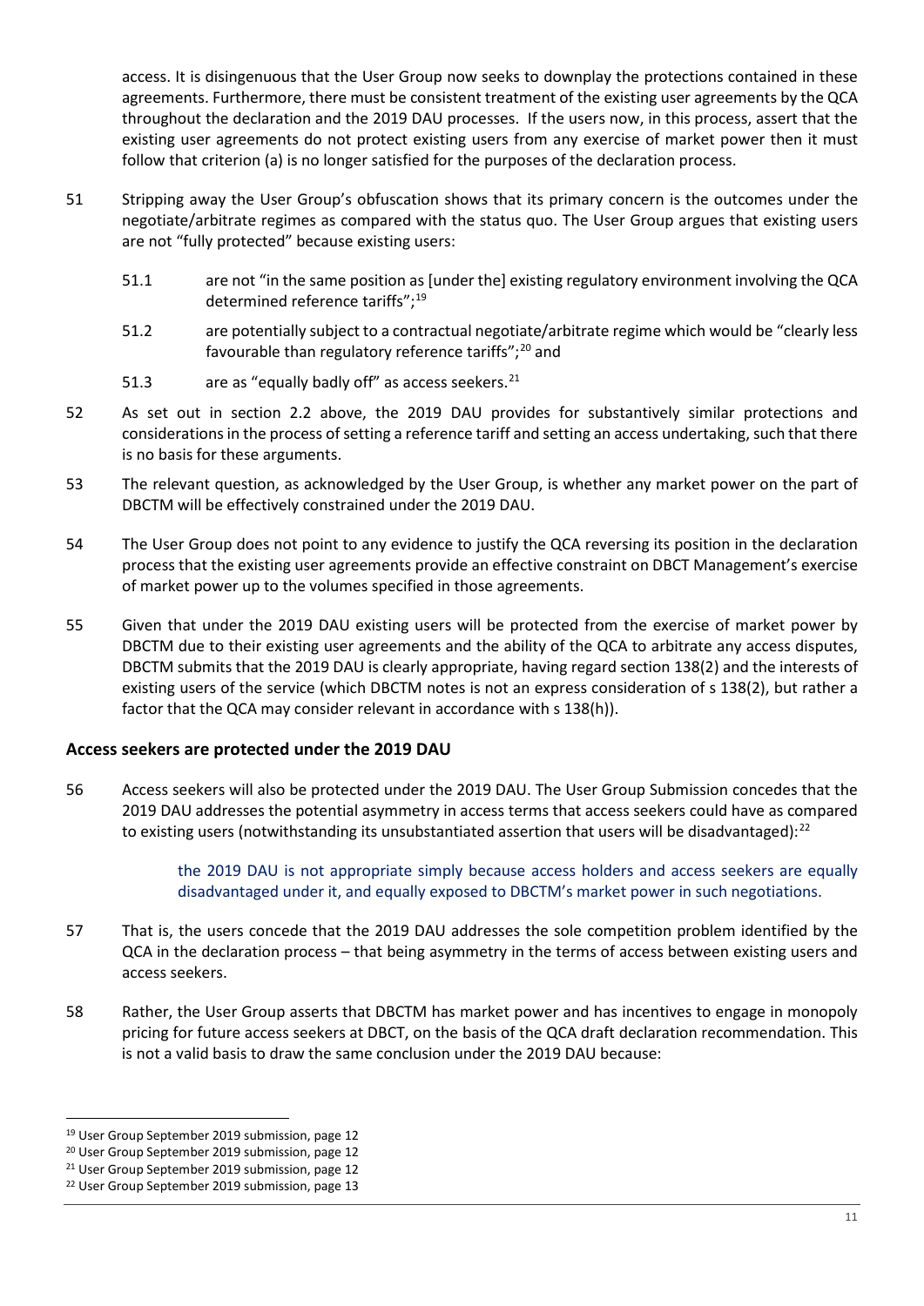access. It is disingenuous that the User Group now seeks to downplay the protections contained in these agreements. Furthermore, there must be consistent treatment of the existing user agreements by the QCA throughout the declaration and the 2019 DAU processes. If the users now, in this process, assert that the existing user agreements do not protect existing users from any exercise of market power then it must follow that criterion (a) is no longer satisfied for the purposes of the declaration process.

51 Stripping away the User Group's obfuscation shows that its primary concern is the outcomes under the negotiate/arbitrate regimes as compared with the status quo. The User Group argues that existing users are not "fully protected" because existing users:

  51.1 are not "in the same position as [under the] existing regulatory environment involving the QCA determined reference tariffs";[19]

  51.2 are potentially subject to a contractual negotiate/arbitrate regime which would be "clearly less favourable than regulatory reference tariffs";[20] and

  51.3 are as "equally badly off" as access seekers.[21]

52 As set out in section 2.2 above, the 2019 DAU provides for substantively similar protections and considerations in the process of setting a reference tariff and setting an access undertaking, such that there is no basis for these arguments.

53 The relevant question, as acknowledged by the User Group, is whether any market power on the part of DBCTM will be effectively constrained under the 2019 DAU.

54 The User Group does not point to any evidence to justify the QCA reversing its position in the declaration process that the existing user agreements provide an effective constraint on DBCT Management's exercise of market power up to the volumes specified in those agreements.

55 Given that under the 2019 DAU existing users will be protected from the exercise of market power by DBCTM due to their existing user agreements and the ability of the QCA to arbitrate any access disputes, DBCTM submits that the 2019 DAU is clearly appropriate, having regard section 138(2) and the interests of existing users of the service (which DBCTM notes is not an express consideration of s 138(2), but rather a factor that the QCA may consider relevant in accordance with s 138(h)).

### Access seekers are protected under the 2019 DAU

56 Access seekers will also be protected under the 2019 DAU. The User Group Submission concedes that the 2019 DAU addresses the potential asymmetry in access terms that access seekers could have as compared to existing users (notwithstanding its unsubstantiated assertion that users will be disadvantaged):[22]

> the 2019 DAU is not appropriate simply because access holders and access seekers are equally disadvantaged under it, and equally exposed to DBCTM's market power in such negotiations.

57 That is, the users concede that the 2019 DAU addresses the sole competition problem identified by the QCA in the declaration process – that being asymmetry in the terms of access between existing users and access seekers.

58 Rather, the User Group asserts that DBCTM has market power and has incentives to engage in monopoly pricing for future access seekers at DBCT, on the basis of the QCA draft declaration recommendation. This is not a valid basis to draw the same conclusion under the 2019 DAU because:

---

[19] User Group September 2019 submission, page 12

[20] User Group September 2019 submission, page 12

[21] User Group September 2019 submission, page 12

[22] User Group September 2019 submission, page 13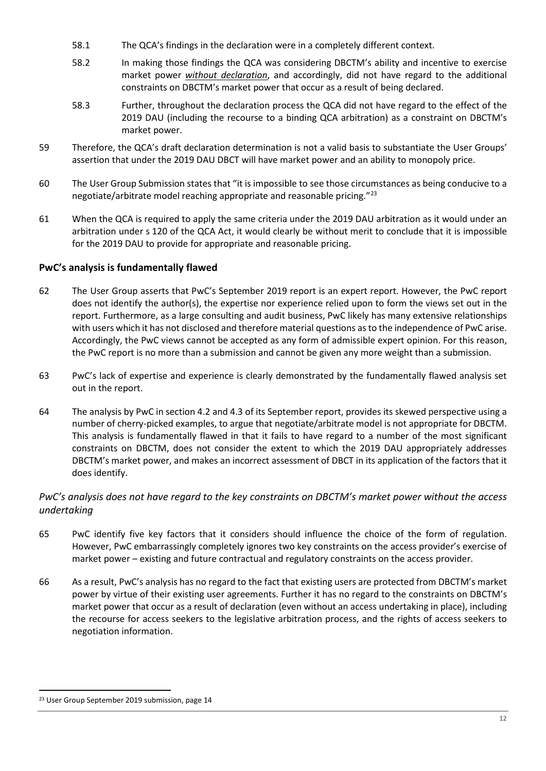58.1 The QCA's findings in the declaration were in a completely different context.

58.2 In making those findings the QCA was considering DBCTM's ability and incentive to exercise market power ***without declaration***, and accordingly, did not have regard to the additional constraints on DBCTM's market power that occur as a result of being declared.

58.3 Further, throughout the declaration process the QCA did not have regard to the effect of the 2019 DAU (including the recourse to a binding QCA arbitration) as a constraint on DBCTM's market power.

59 Therefore, the QCA's draft declaration determination is not a valid basis to substantiate the User Groups' assertion that under the 2019 DAU DBCT will have market power and an ability to monopoly price.

60 The User Group Submission states that "it is impossible to see those circumstances as being conducive to a negotiate/arbitrate model reaching appropriate and reasonable pricing."[23]

61 When the QCA is required to apply the same criteria under the 2019 DAU arbitration as it would under an arbitration under s 120 of the QCA Act, it would clearly be without merit to conclude that it is impossible for the 2019 DAU to provide for appropriate and reasonable pricing.

## PwC's analysis is fundamentally flawed

62 The User Group asserts that PwC's September 2019 report is an expert report. However, the PwC report does not identify the author(s), the expertise nor experience relied upon to form the views set out in the report. Furthermore, as a large consulting and audit business, PwC likely has many extensive relationships with users which it has not disclosed and therefore material questions as to the independence of PwC arise. Accordingly, the PwC views cannot be accepted as any form of admissible expert opinion. For this reason, the PwC report is no more than a submission and cannot be given any more weight than a submission.

63 PwC's lack of expertise and experience is clearly demonstrated by the fundamentally flawed analysis set out in the report.

64 The analysis by PwC in section 4.2 and 4.3 of its September report, provides its skewed perspective using a number of cherry-picked examples, to argue that negotiate/arbitrate model is not appropriate for DBCTM. This analysis is fundamentally flawed in that it fails to have regard to a number of the most significant constraints on DBCTM, does not consider the extent to which the 2019 DAU appropriately addresses DBCTM's market power, and makes an incorrect assessment of DBCT in its application of the factors that it does identify.

### *PwC's analysis does not have regard to the key constraints on DBCTM's market power without the access undertaking*

65 PwC identify five key factors that it considers should influence the choice of the form of regulation. However, PwC embarrassingly completely ignores two key constraints on the access provider's exercise of market power – existing and future contractual and regulatory constraints on the access provider.

66 As a result, PwC's analysis has no regard to the fact that existing users are protected from DBCTM's market power by virtue of their existing user agreements. Further it has no regard to the constraints on DBCTM's market power that occur as a result of declaration (even without an access undertaking in place), including the recourse for access seekers to the legislative arbitration process, and the rights of access seekers to negotiation information.

[23] User Group September 2019 submission, page 14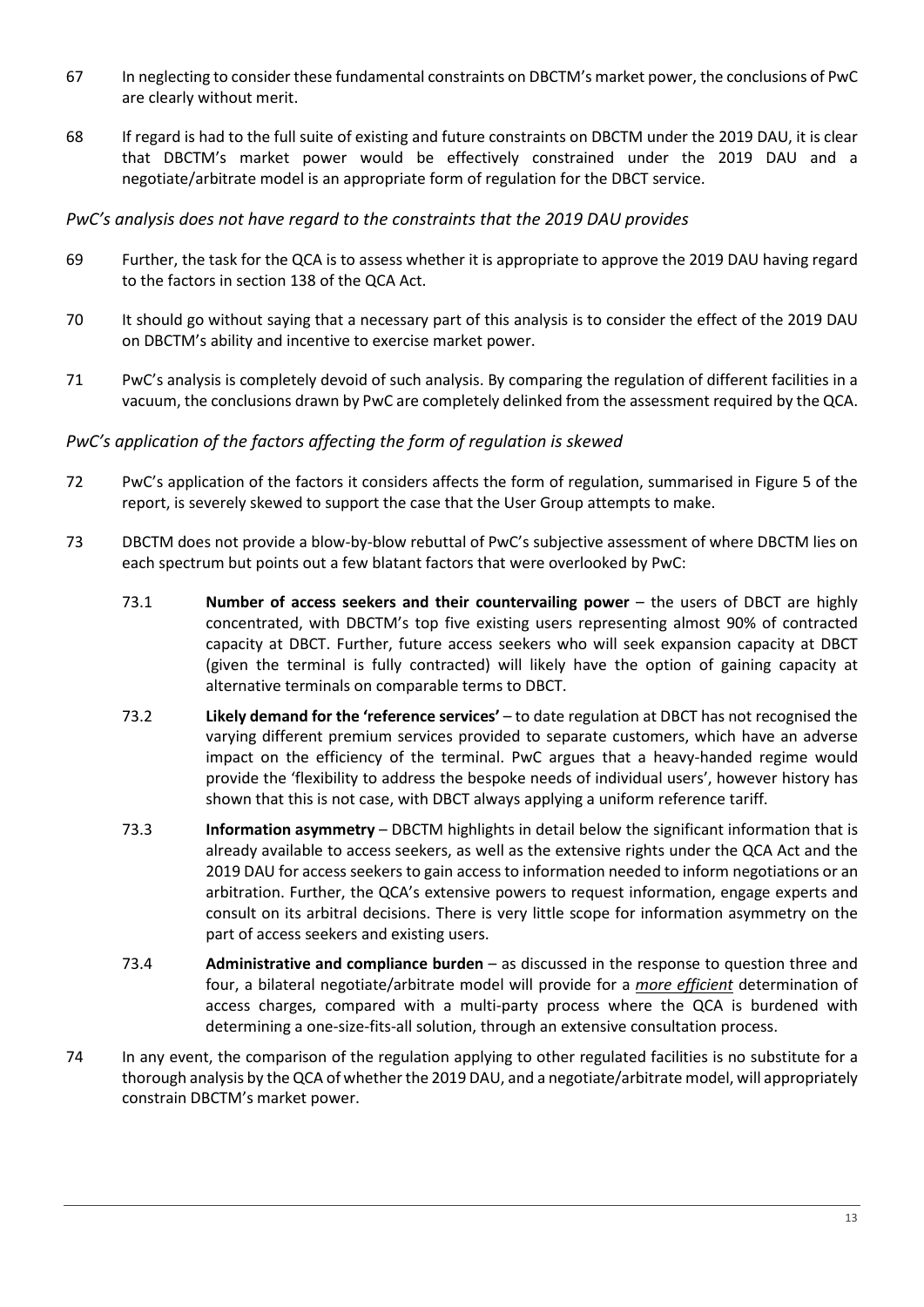67 In neglecting to consider these fundamental constraints on DBCTM's market power, the conclusions of PwC are clearly without merit.

68 If regard is had to the full suite of existing and future constraints on DBCTM under the 2019 DAU, it is clear that DBCTM's market power would be effectively constrained under the 2019 DAU and a negotiate/arbitrate model is an appropriate form of regulation for the DBCT service.

*PwC's analysis does not have regard to the constraints that the 2019 DAU provides*

69 Further, the task for the QCA is to assess whether it is appropriate to approve the 2019 DAU having regard to the factors in section 138 of the QCA Act.

70 It should go without saying that a necessary part of this analysis is to consider the effect of the 2019 DAU on DBCTM's ability and incentive to exercise market power.

71 PwC's analysis is completely devoid of such analysis. By comparing the regulation of different facilities in a vacuum, the conclusions drawn by PwC are completely delinked from the assessment required by the QCA.

*PwC's application of the factors affecting the form of regulation is skewed*

72 PwC's application of the factors it considers affects the form of regulation, summarised in Figure 5 of the report, is severely skewed to support the case that the User Group attempts to make.

73 DBCTM does not provide a blow-by-blow rebuttal of PwC's subjective assessment of where DBCTM lies on each spectrum but points out a few blatant factors that were overlooked by PwC:

73.1 **Number of access seekers and their countervailing power** – the users of DBCT are highly concentrated, with DBCTM's top five existing users representing almost 90% of contracted capacity at DBCT. Further, future access seekers who will seek expansion capacity at DBCT (given the terminal is fully contracted) will likely have the option of gaining capacity at alternative terminals on comparable terms to DBCT.

73.2 **Likely demand for the 'reference services'** – to date regulation at DBCT has not recognised the varying different premium services provided to separate customers, which have an adverse impact on the efficiency of the terminal. PwC argues that a heavy-handed regime would provide the 'flexibility to address the bespoke needs of individual users', however history has shown that this is not case, with DBCT always applying a uniform reference tariff.

73.3 **Information asymmetry** – DBCTM highlights in detail below the significant information that is already available to access seekers, as well as the extensive rights under the QCA Act and the 2019 DAU for access seekers to gain access to information needed to inform negotiations or an arbitration. Further, the QCA's extensive powers to request information, engage experts and consult on its arbitral decisions. There is very little scope for information asymmetry on the part of access seekers and existing users.

73.4 **Administrative and compliance burden** – as discussed in the response to question three and four, a bilateral negotiate/arbitrate model will provide for a ***more efficient*** determination of access charges, compared with a multi-party process where the QCA is burdened with determining a one-size-fits-all solution, through an extensive consultation process.

74 In any event, the comparison of the regulation applying to other regulated facilities is no substitute for a thorough analysis by the QCA of whether the 2019 DAU, and a negotiate/arbitrate model, will appropriately constrain DBCTM's market power.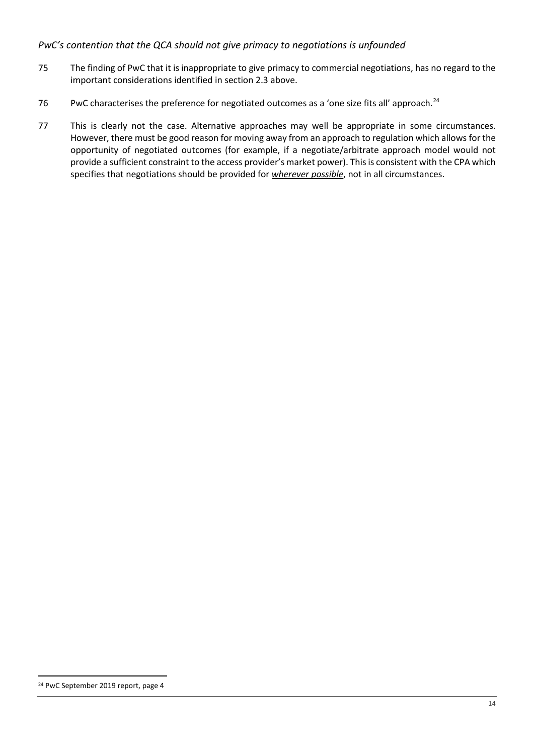*PwC's contention that the QCA should not give primacy to negotiations is unfounded*

75 The finding of PwC that it is inappropriate to give primacy to commercial negotiations, has no regard to the important considerations identified in section 2.3 above.

76 PwC characterises the preference for negotiated outcomes as a 'one size fits all' approach.[24]

77 This is clearly not the case. Alternative approaches may well be appropriate in some circumstances. However, there must be good reason for moving away from an approach to regulation which allows for the opportunity of negotiated outcomes (for example, if a negotiate/arbitrate approach model would not provide a sufficient constraint to the access provider's market power). This is consistent with the CPA which specifies that negotiations should be provided for ***wherever possible***, not in all circumstances.

---

[24] PwC September 2019 report, page 4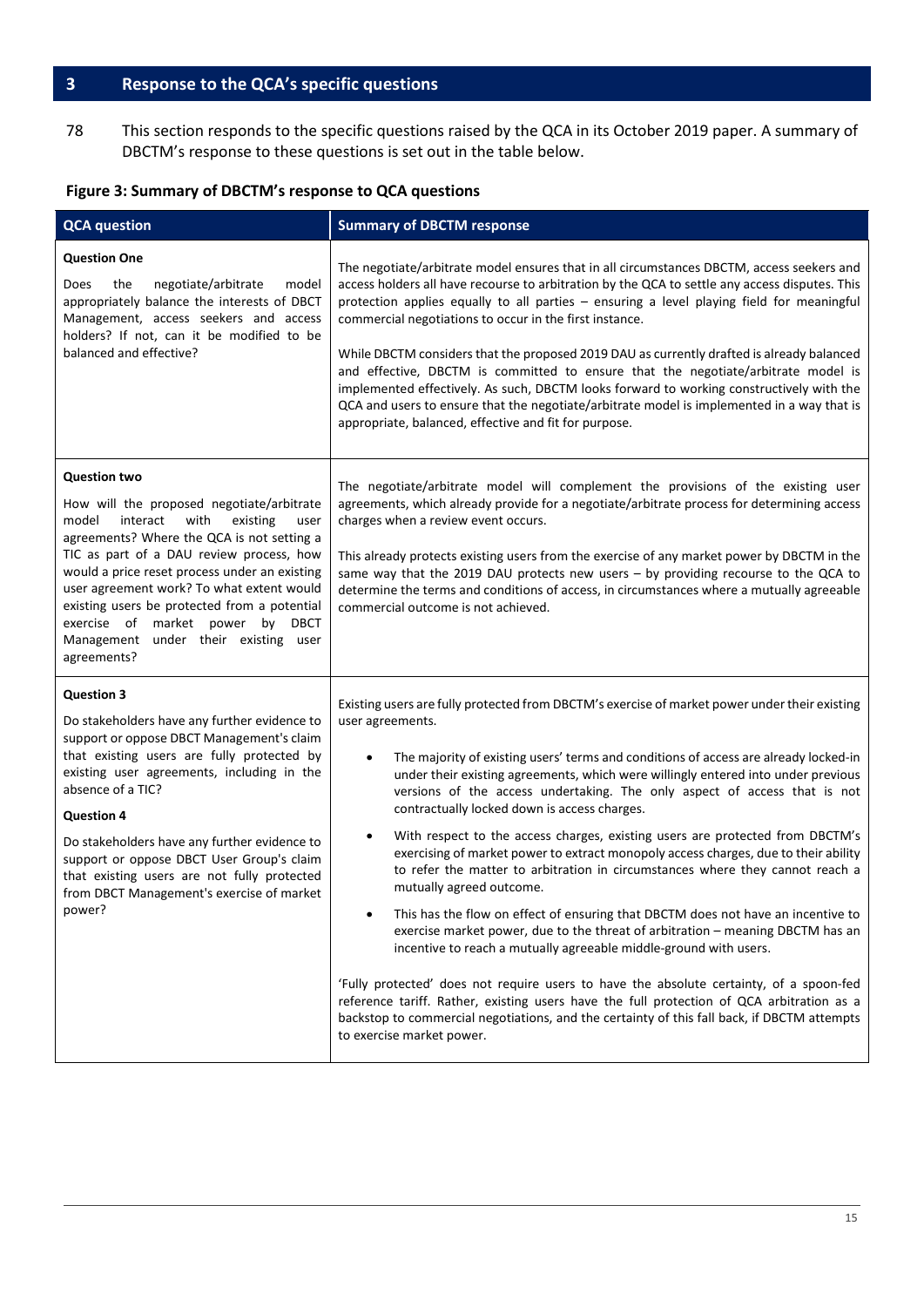## 3 Response to the QCA's specific questions

78 This section responds to the specific questions raised by the QCA in its October 2019 paper. A summary of DBCTM's response to these questions is set out in the table below.

**Figure 3: Summary of DBCTM's response to QCA questions**

| QCA question | Summary of DBCTM response |
|---|---|
| **Question One**<br><br>Does the negotiate/arbitrate model appropriately balance the interests of DBCT Management, access seekers and access holders? If not, can it be modified to be balanced and effective? | The negotiate/arbitrate model ensures that in all circumstances DBCTM, access seekers and access holders all have recourse to arbitration by the QCA to settle any access disputes. This protection applies equally to all parties – ensuring a level playing field for meaningful commercial negotiations to occur in the first instance.<br><br>While DBCTM considers that the proposed 2019 DAU as currently drafted is already balanced and effective, DBCTM is committed to ensure that the negotiate/arbitrate model is implemented effectively. As such, DBCTM looks forward to working constructively with the QCA and users to ensure that the negotiate/arbitrate model is implemented in a way that is appropriate, balanced, effective and fit for purpose. |
| **Question two**<br><br>How will the proposed negotiate/arbitrate model interact with existing user agreements? Where the QCA is not setting a TIC as part of a DAU review process, how would a price reset process under an existing user agreement work? To what extent would existing users be protected from a potential exercise of market power by DBCT Management under their existing user agreements? | The negotiate/arbitrate model will complement the provisions of the existing user agreements, which already provide for a negotiate/arbitrate process for determining access charges when a review event occurs.<br><br>This already protects existing users from the exercise of any market power by DBCTM in the same way that the 2019 DAU protects new users – by providing recourse to the QCA to determine the terms and conditions of access, in circumstances where a mutually agreeable commercial outcome is not achieved. |
| **Question 3**<br><br>Do stakeholders have any further evidence to support or oppose DBCT Management's claim that existing users are fully protected by existing user agreements, including in the absence of a TIC?<br><br>**Question 4**<br><br>Do stakeholders have any further evidence to support or oppose DBCT User Group's claim that existing users are not fully protected from DBCT Management's exercise of market power? | Existing users are fully protected from DBCTM's exercise of market power under their existing user agreements.<br><br>• The majority of existing users' terms and conditions of access are already locked-in under their existing agreements, which were willingly entered into under previous versions of the access undertaking. The only aspect of access that is not contractually locked down is access charges.<br><br>• With respect to the access charges, existing users are protected from DBCTM's exercising of market power to extract monopoly access charges, due to their ability to refer the matter to arbitration in circumstances where they cannot reach a mutually agreed outcome.<br><br>• This has the flow on effect of ensuring that DBCTM does not have an incentive to exercise market power, due to the threat of arbitration – meaning DBCTM has an incentive to reach a mutually agreeable middle-ground with users.<br><br>'Fully protected' does not require users to have the absolute certainty, of a spoon-fed reference tariff. Rather, existing users have the full protection of QCA arbitration as a backstop to commercial negotiations, and the certainty of this fall back, if DBCTM attempts to exercise market power. |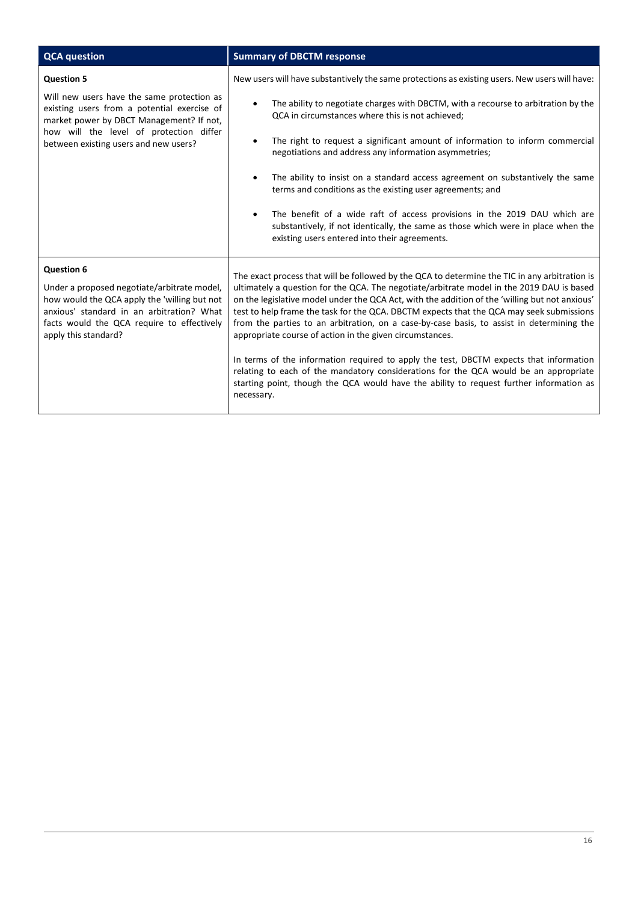| QCA question | Summary of DBCTM response |
| --- | --- |
| **Question 5**<br><br>Will new users have the same protection as existing users from a potential exercise of market power by DBCT Management? If not, how will the level of protection differ between existing users and new users? | New users will have substantively the same protections as existing users. New users will have:<br><br>• The ability to negotiate charges with DBCTM, with a recourse to arbitration by the QCA in circumstances where this is not achieved;<br><br>• The right to request a significant amount of information to inform commercial negotiations and address any information asymmetries;<br><br>• The ability to insist on a standard access agreement on substantively the same terms and conditions as the existing user agreements; and<br><br>• The benefit of a wide raft of access provisions in the 2019 DAU which are substantively, if not identically, the same as those which were in place when the existing users entered into their agreements. |
| **Question 6**<br><br>Under a proposed negotiate/arbitrate model, how would the QCA apply the 'willing but not anxious' standard in an arbitration? What facts would the QCA require to effectively apply this standard? | The exact process that will be followed by the QCA to determine the TIC in any arbitration is ultimately a question for the QCA. The negotiate/arbitrate model in the 2019 DAU is based on the legislative model under the QCA Act, with the addition of the 'willing but not anxious' test to help frame the task for the QCA. DBCTM expects that the QCA may seek submissions from the parties to an arbitration, on a case-by-case basis, to assist in determining the appropriate course of action in the given circumstances.<br><br>In terms of the information required to apply the test, DBCTM expects that information relating to each of the mandatory considerations for the QCA would be an appropriate starting point, though the QCA would have the ability to request further information as necessary. |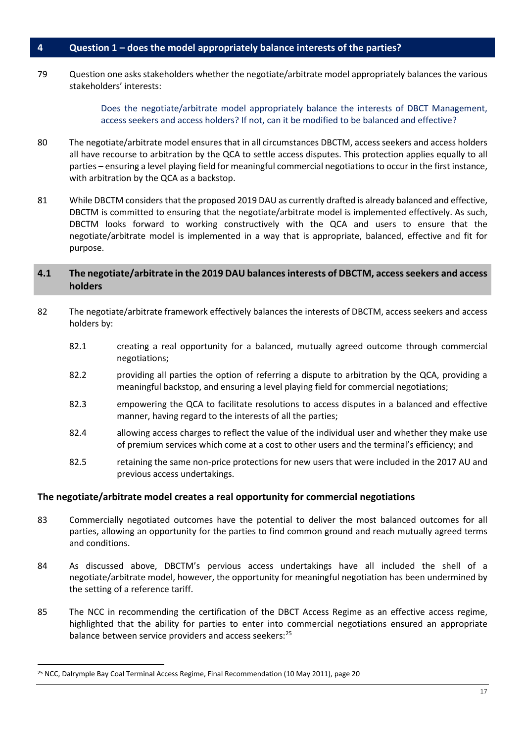## 4 Question 1 – does the model appropriately balance interests of the parties?

79 Question one asks stakeholders whether the negotiate/arbitrate model appropriately balances the various stakeholders' interests:

> Does the negotiate/arbitrate model appropriately balance the interests of DBCT Management, access seekers and access holders? If not, can it be modified to be balanced and effective?

80 The negotiate/arbitrate model ensures that in all circumstances DBCTM, access seekers and access holders all have recourse to arbitration by the QCA to settle access disputes. This protection applies equally to all parties – ensuring a level playing field for meaningful commercial negotiations to occur in the first instance, with arbitration by the QCA as a backstop.

81 While DBCTM considers that the proposed 2019 DAU as currently drafted is already balanced and effective, DBCTM is committed to ensuring that the negotiate/arbitrate model is implemented effectively. As such, DBCTM looks forward to working constructively with the QCA and users to ensure that the negotiate/arbitrate model is implemented in a way that is appropriate, balanced, effective and fit for purpose.

### 4.1 The negotiate/arbitrate in the 2019 DAU balances interests of DBCTM, access seekers and access holders

82 The negotiate/arbitrate framework effectively balances the interests of DBCTM, access seekers and access holders by:

- 82.1 creating a real opportunity for a balanced, mutually agreed outcome through commercial negotiations;
- 82.2 providing all parties the option of referring a dispute to arbitration by the QCA, providing a meaningful backstop, and ensuring a level playing field for commercial negotiations;
- 82.3 empowering the QCA to facilitate resolutions to access disputes in a balanced and effective manner, having regard to the interests of all the parties;
- 82.4 allowing access charges to reflect the value of the individual user and whether they make use of premium services which come at a cost to other users and the terminal's efficiency; and
- 82.5 retaining the same non-price protections for new users that were included in the 2017 AU and previous access undertakings.

**The negotiate/arbitrate model creates a real opportunity for commercial negotiations**

83 Commercially negotiated outcomes have the potential to deliver the most balanced outcomes for all parties, allowing an opportunity for the parties to find common ground and reach mutually agreed terms and conditions.

84 As discussed above, DBCTM's pervious access undertakings have all included the shell of a negotiate/arbitrate model, however, the opportunity for meaningful negotiation has been undermined by the setting of a reference tariff.

85 The NCC in recommending the certification of the DBCT Access Regime as an effective access regime, highlighted that the ability for parties to enter into commercial negotiations ensured an appropriate balance between service providers and access seekers:[25]

[25] NCC, Dalrymple Bay Coal Terminal Access Regime, Final Recommendation (10 May 2011), page 20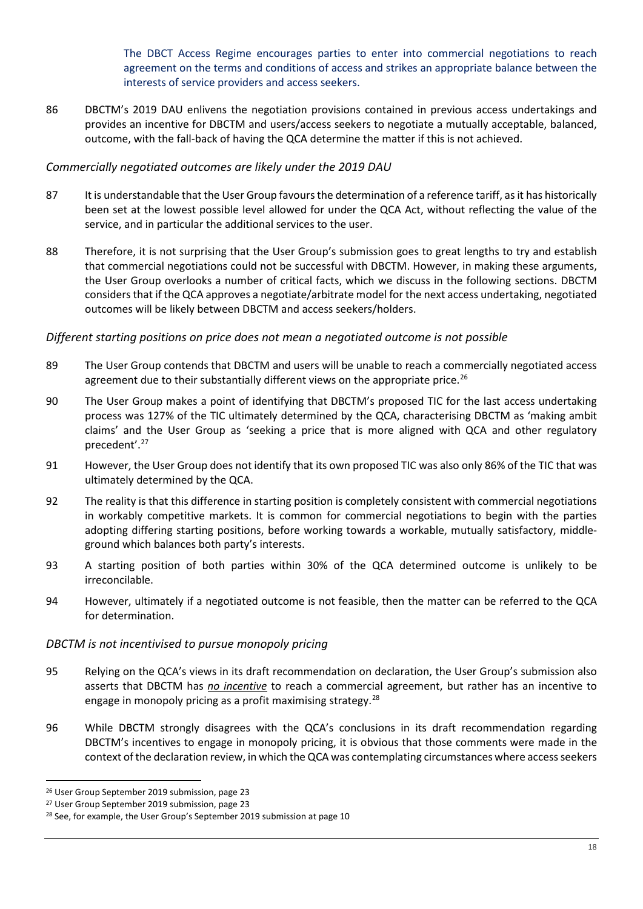The DBCT Access Regime encourages parties to enter into commercial negotiations to reach agreement on the terms and conditions of access and strikes an appropriate balance between the interests of service providers and access seekers.

86 DBCTM's 2019 DAU enlivens the negotiation provisions contained in previous access undertakings and provides an incentive for DBCTM and users/access seekers to negotiate a mutually acceptable, balanced, outcome, with the fall-back of having the QCA determine the matter if this is not achieved.

*Commercially negotiated outcomes are likely under the 2019 DAU*

87 It is understandable that the User Group favours the determination of a reference tariff, as it has historically been set at the lowest possible level allowed for under the QCA Act, without reflecting the value of the service, and in particular the additional services to the user.

88 Therefore, it is not surprising that the User Group's submission goes to great lengths to try and establish that commercial negotiations could not be successful with DBCTM. However, in making these arguments, the User Group overlooks a number of critical facts, which we discuss in the following sections. DBCTM considers that if the QCA approves a negotiate/arbitrate model for the next access undertaking, negotiated outcomes will be likely between DBCTM and access seekers/holders.

*Different starting positions on price does not mean a negotiated outcome is not possible*

89 The User Group contends that DBCTM and users will be unable to reach a commercially negotiated access agreement due to their substantially different views on the appropriate price.[26]

90 The User Group makes a point of identifying that DBCTM's proposed TIC for the last access undertaking process was 127% of the TIC ultimately determined by the QCA, characterising DBCTM as 'making ambit claims' and the User Group as 'seeking a price that is more aligned with QCA and other regulatory precedent'.[27]

91 However, the User Group does not identify that its own proposed TIC was also only 86% of the TIC that was ultimately determined by the QCA.

92 The reality is that this difference in starting position is completely consistent with commercial negotiations in workably competitive markets. It is common for commercial negotiations to begin with the parties adopting differing starting positions, before working towards a workable, mutually satisfactory, middle-ground which balances both party's interests.

93 A starting position of both parties within 30% of the QCA determined outcome is unlikely to be irreconcilable.

94 However, ultimately if a negotiated outcome is not feasible, then the matter can be referred to the QCA for determination.

*DBCTM is not incentivised to pursue monopoly pricing*

95 Relying on the QCA's views in its draft recommendation on declaration, the User Group's submission also asserts that DBCTM has ***no incentive*** to reach a commercial agreement, but rather has an incentive to engage in monopoly pricing as a profit maximising strategy.[28]

96 While DBCTM strongly disagrees with the QCA's conclusions in its draft recommendation regarding DBCTM's incentives to engage in monopoly pricing, it is obvious that those comments were made in the context of the declaration review, in which the QCA was contemplating circumstances where access seekers

---

[26] User Group September 2019 submission, page 23

[27] User Group September 2019 submission, page 23

[28] See, for example, the User Group's September 2019 submission at page 10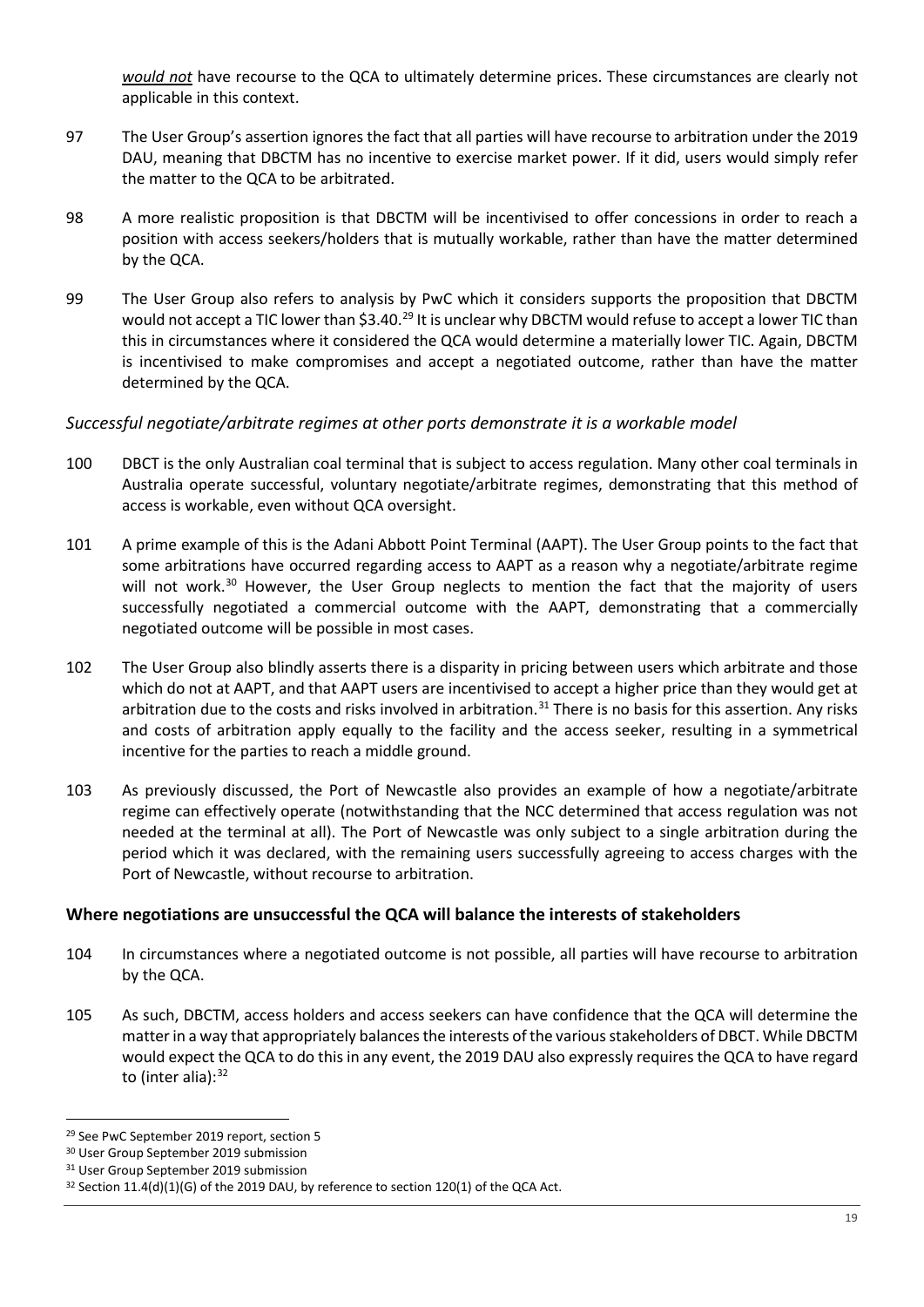*would not* have recourse to the QCA to ultimately determine prices. These circumstances are clearly not applicable in this context.

97 The User Group's assertion ignores the fact that all parties will have recourse to arbitration under the 2019 DAU, meaning that DBCTM has no incentive to exercise market power. If it did, users would simply refer the matter to the QCA to be arbitrated.

98 A more realistic proposition is that DBCTM will be incentivised to offer concessions in order to reach a position with access seekers/holders that is mutually workable, rather than have the matter determined by the QCA.

99 The User Group also refers to analysis by PwC which it considers supports the proposition that DBCTM would not accept a TIC lower than $3.40.[29] It is unclear why DBCTM would refuse to accept a lower TIC than this in circumstances where it considered the QCA would determine a materially lower TIC. Again, DBCTM is incentivised to make compromises and accept a negotiated outcome, rather than have the matter determined by the QCA.

### *Successful negotiate/arbitrate regimes at other ports demonstrate it is a workable model*

100 DBCT is the only Australian coal terminal that is subject to access regulation. Many other coal terminals in Australia operate successful, voluntary negotiate/arbitrate regimes, demonstrating that this method of access is workable, even without QCA oversight.

101 A prime example of this is the Adani Abbott Point Terminal (AAPT). The User Group points to the fact that some arbitrations have occurred regarding access to AAPT as a reason why a negotiate/arbitrate regime will not work.[30] However, the User Group neglects to mention the fact that the majority of users successfully negotiated a commercial outcome with the AAPT, demonstrating that a commercially negotiated outcome will be possible in most cases.

102 The User Group also blindly asserts there is a disparity in pricing between users which arbitrate and those which do not at AAPT, and that AAPT users are incentivised to accept a higher price than they would get at arbitration due to the costs and risks involved in arbitration.[31] There is no basis for this assertion. Any risks and costs of arbitration apply equally to the facility and the access seeker, resulting in a symmetrical incentive for the parties to reach a middle ground.

103 As previously discussed, the Port of Newcastle also provides an example of how a negotiate/arbitrate regime can effectively operate (notwithstanding that the NCC determined that access regulation was not needed at the terminal at all). The Port of Newcastle was only subject to a single arbitration during the period which it was declared, with the remaining users successfully agreeing to access charges with the Port of Newcastle, without recourse to arbitration.

## **Where negotiations are unsuccessful the QCA will balance the interests of stakeholders**

104 In circumstances where a negotiated outcome is not possible, all parties will have recourse to arbitration by the QCA.

105 As such, DBCTM, access holders and access seekers can have confidence that the QCA will determine the matter in a way that appropriately balances the interests of the various stakeholders of DBCT. While DBCTM would expect the QCA to do this in any event, the 2019 DAU also expressly requires the QCA to have regard to (inter alia):[32]

---

[29] See PwC September 2019 report, section 5

[30] User Group September 2019 submission

[31] User Group September 2019 submission

[32] Section 11.4(d)(1)(G) of the 2019 DAU, by reference to section 120(1) of the QCA Act.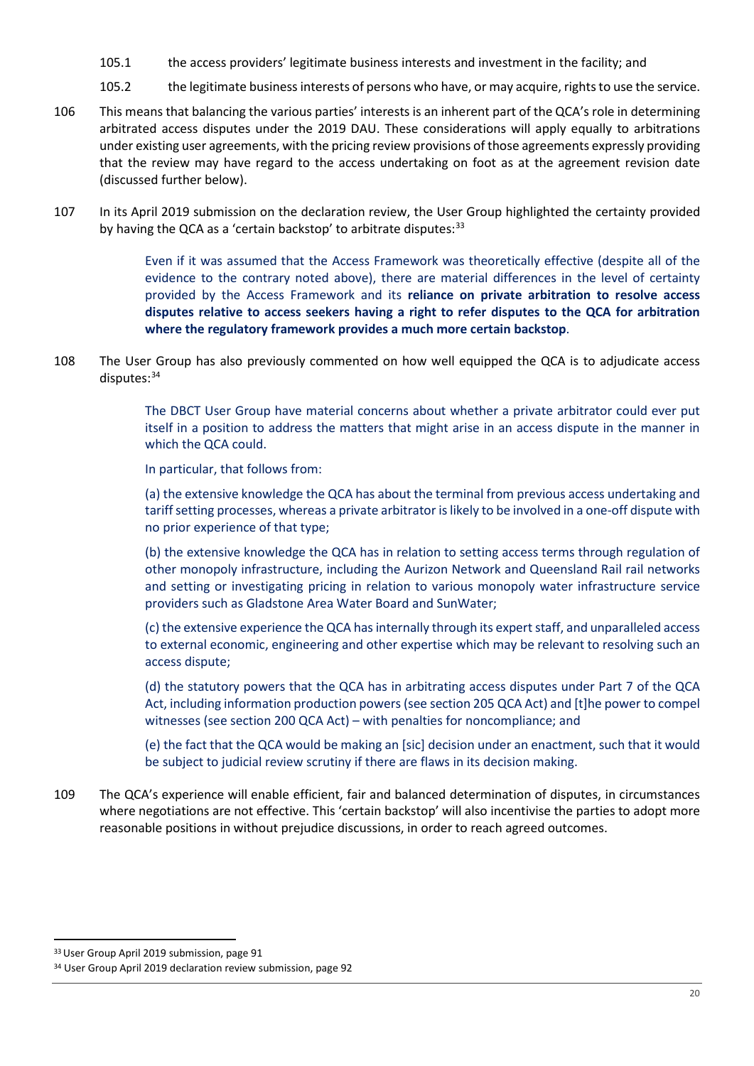105.1 the access providers' legitimate business interests and investment in the facility; and

105.2 the legitimate business interests of persons who have, or may acquire, rights to use the service.

106 This means that balancing the various parties' interests is an inherent part of the QCA's role in determining arbitrated access disputes under the 2019 DAU. These considerations will apply equally to arbitrations under existing user agreements, with the pricing review provisions of those agreements expressly providing that the review may have regard to the access undertaking on foot as at the agreement revision date (discussed further below).

107 In its April 2019 submission on the declaration review, the User Group highlighted the certainty provided by having the QCA as a 'certain backstop' to arbitrate disputes:[33]

> Even if it was assumed that the Access Framework was theoretically effective (despite all of the evidence to the contrary noted above), there are material differences in the level of certainty provided by the Access Framework and its **reliance on private arbitration to resolve access disputes relative to access seekers having a right to refer disputes to the QCA for arbitration where the regulatory framework provides a much more certain backstop**.

108 The User Group has also previously commented on how well equipped the QCA is to adjudicate access disputes:[34]

> The DBCT User Group have material concerns about whether a private arbitrator could ever put itself in a position to address the matters that might arise in an access dispute in the manner in which the QCA could.
>
> In particular, that follows from:
>
> (a) the extensive knowledge the QCA has about the terminal from previous access undertaking and tariff setting processes, whereas a private arbitrator is likely to be involved in a one-off dispute with no prior experience of that type;
>
> (b) the extensive knowledge the QCA has in relation to setting access terms through regulation of other monopoly infrastructure, including the Aurizon Network and Queensland Rail rail networks and setting or investigating pricing in relation to various monopoly water infrastructure service providers such as Gladstone Area Water Board and SunWater;
>
> (c) the extensive experience the QCA has internally through its expert staff, and unparalleled access to external economic, engineering and other expertise which may be relevant to resolving such an access dispute;
>
> (d) the statutory powers that the QCA has in arbitrating access disputes under Part 7 of the QCA Act, including information production powers (see section 205 QCA Act) and [t]he power to compel witnesses (see section 200 QCA Act) – with penalties for noncompliance; and
>
> (e) the fact that the QCA would be making an [sic] decision under an enactment, such that it would be subject to judicial review scrutiny if there are flaws in its decision making.

109 The QCA's experience will enable efficient, fair and balanced determination of disputes, in circumstances where negotiations are not effective. This 'certain backstop' will also incentivise the parties to adopt more reasonable positions in without prejudice discussions, in order to reach agreed outcomes.

---

[33] User Group April 2019 submission, page 91

[34] User Group April 2019 declaration review submission, page 92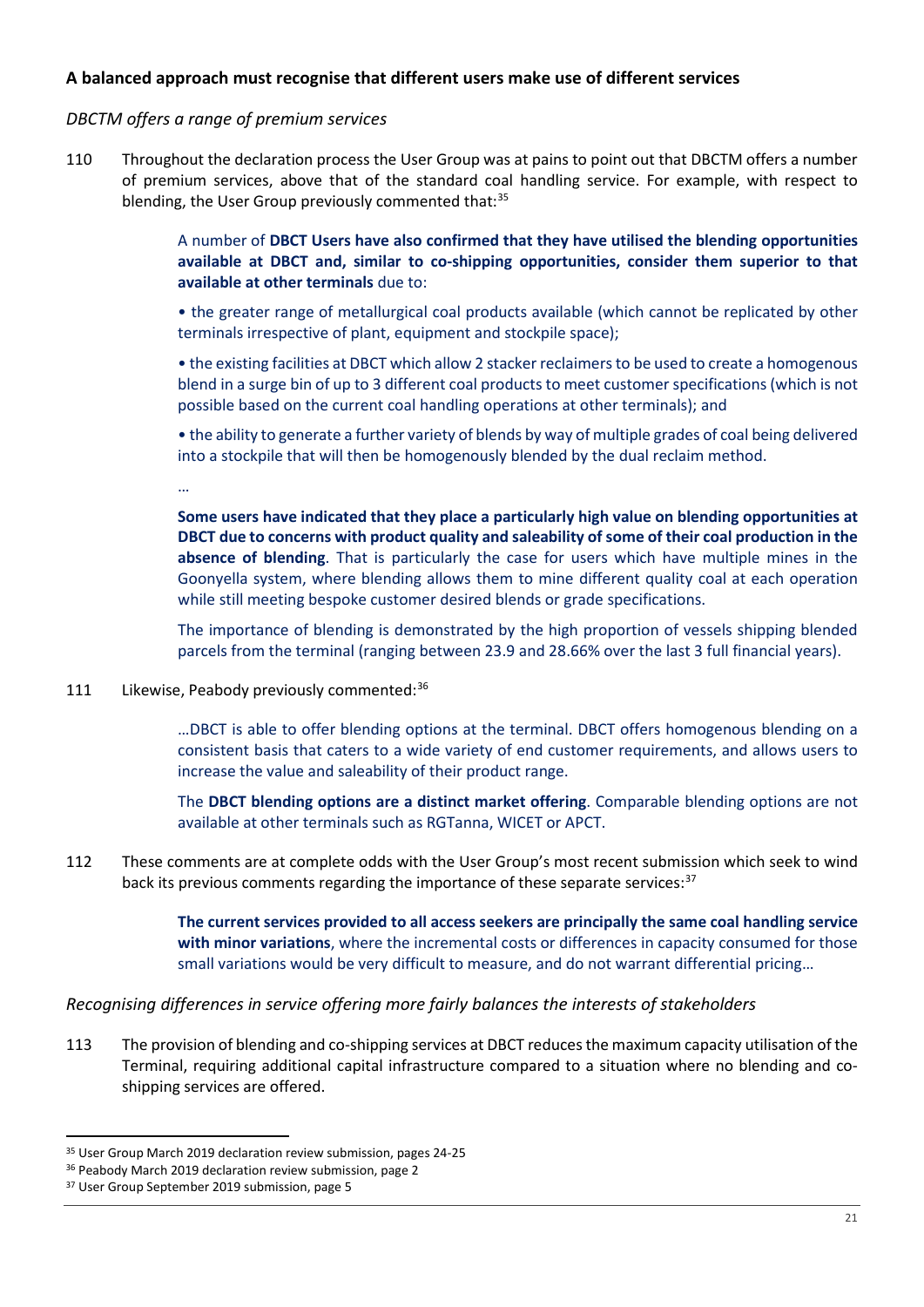### A balanced approach must recognise that different users make use of different services

*DBCTM offers a range of premium services*

110 Throughout the declaration process the User Group was at pains to point out that DBCTM offers a number of premium services, above that of the standard coal handling service. For example, with respect to blending, the User Group previously commented that:[35]

> A number of **DBCT Users have also confirmed that they have utilised the blending opportunities available at DBCT and, similar to co-shipping opportunities, consider them superior to that available at other terminals** due to:
>
> • the greater range of metallurgical coal products available (which cannot be replicated by other terminals irrespective of plant, equipment and stockpile space);
>
> • the existing facilities at DBCT which allow 2 stacker reclaimers to be used to create a homogenous blend in a surge bin of up to 3 different coal products to meet customer specifications (which is not possible based on the current coal handling operations at other terminals); and
>
> • the ability to generate a further variety of blends by way of multiple grades of coal being delivered into a stockpile that will then be homogenously blended by the dual reclaim method.
>
> …
>
> **Some users have indicated that they place a particularly high value on blending opportunities at DBCT due to concerns with product quality and saleability of some of their coal production in the absence of blending**. That is particularly the case for users which have multiple mines in the Goonyella system, where blending allows them to mine different quality coal at each operation while still meeting bespoke customer desired blends or grade specifications.
>
> The importance of blending is demonstrated by the high proportion of vessels shipping blended parcels from the terminal (ranging between 23.9 and 28.66% over the last 3 full financial years).

111 Likewise, Peabody previously commented:[36]

> …DBCT is able to offer blending options at the terminal. DBCT offers homogenous blending on a consistent basis that caters to a wide variety of end customer requirements, and allows users to increase the value and saleability of their product range.
>
> The **DBCT blending options are a distinct market offering**. Comparable blending options are not available at other terminals such as RGTanna, WICET or APCT.

112 These comments are at complete odds with the User Group's most recent submission which seek to wind back its previous comments regarding the importance of these separate services:[37]

> **The current services provided to all access seekers are principally the same coal handling service with minor variations**, where the incremental costs or differences in capacity consumed for those small variations would be very difficult to measure, and do not warrant differential pricing…

*Recognising differences in service offering more fairly balances the interests of stakeholders*

113 The provision of blending and co-shipping services at DBCT reduces the maximum capacity utilisation of the Terminal, requiring additional capital infrastructure compared to a situation where no blending and co-shipping services are offered.

---

[35] User Group March 2019 declaration review submission, pages 24-25

[36] Peabody March 2019 declaration review submission, page 2

[37] User Group September 2019 submission, page 5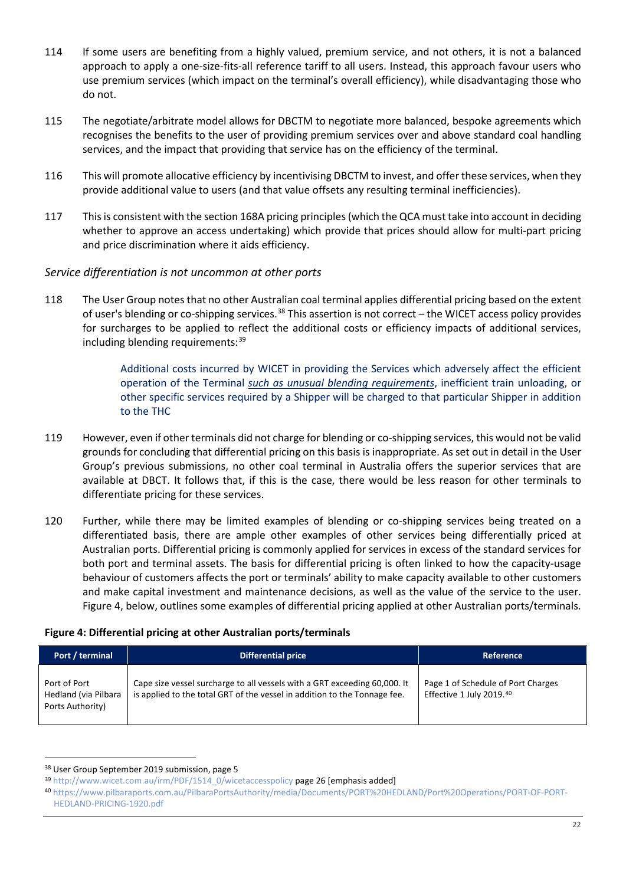114 If some users are benefiting from a highly valued, premium service, and not others, it is not a balanced approach to apply a one-size-fits-all reference tariff to all users. Instead, this approach favour users who use premium services (which impact on the terminal's overall efficiency), while disadvantaging those who do not.

115 The negotiate/arbitrate model allows for DBCTM to negotiate more balanced, bespoke agreements which recognises the benefits to the user of providing premium services over and above standard coal handling services, and the impact that providing that service has on the efficiency of the terminal.

116 This will promote allocative efficiency by incentivising DBCTM to invest, and offer these services, when they provide additional value to users (and that value offsets any resulting terminal inefficiencies).

117 This is consistent with the section 168A pricing principles (which the QCA must take into account in deciding whether to approve an access undertaking) which provide that prices should allow for multi-part pricing and price discrimination where it aids efficiency.

*Service differentiation is not uncommon at other ports*

118 The User Group notes that no other Australian coal terminal applies differential pricing based on the extent of user's blending or co-shipping services.[38] This assertion is not correct – the WICET access policy provides for surcharges to be applied to reflect the additional costs or efficiency impacts of additional services, including blending requirements:[39]

> Additional costs incurred by WICET in providing the Services which adversely affect the efficient operation of the Terminal ***such as unusual blending requirements***, inefficient train unloading, or other specific services required by a Shipper will be charged to that particular Shipper in addition to the THC

119 However, even if other terminals did not charge for blending or co-shipping services, this would not be valid grounds for concluding that differential pricing on this basis is inappropriate. As set out in detail in the User Group's previous submissions, no other coal terminal in Australia offers the superior services that are available at DBCT. It follows that, if this is the case, there would be less reason for other terminals to differentiate pricing for these services.

120 Further, while there may be limited examples of blending or co-shipping services being treated on a differentiated basis, there are ample other examples of other services being differentially priced at Australian ports. Differential pricing is commonly applied for services in excess of the standard services for both port and terminal assets. The basis for differential pricing is often linked to how the capacity-usage behaviour of customers affects the port or terminals' ability to make capacity available to other customers and make capital investment and maintenance decisions, as well as the value of the service to the user. Figure 4, below, outlines some examples of differential pricing applied at other Australian ports/terminals.

**Figure 4: Differential pricing at other Australian ports/terminals**

| Port / terminal | Differential price | Reference |
|---|---|---|
| Port of Port Hedland (via Pilbara Ports Authority) | Cape size vessel surcharge to all vessels with a GRT exceeding 60,000. It is applied to the total GRT of the vessel in addition to the Tonnage fee. | Page 1 of Schedule of Port Charges Effective 1 July 2019.[40] |

[38] User Group September 2019 submission, page 5

[39] http://www.wicet.com.au/irm/PDF/1514_0/wicetaccesspolicy page 26 [emphasis added]

[40] https://www.pilbaraports.com.au/PilbaraPortsAuthority/media/Documents/PORT%20HEDLAND/Port%20Operations/PORT-OF-PORT-HEDLAND-PRICING-1920.pdf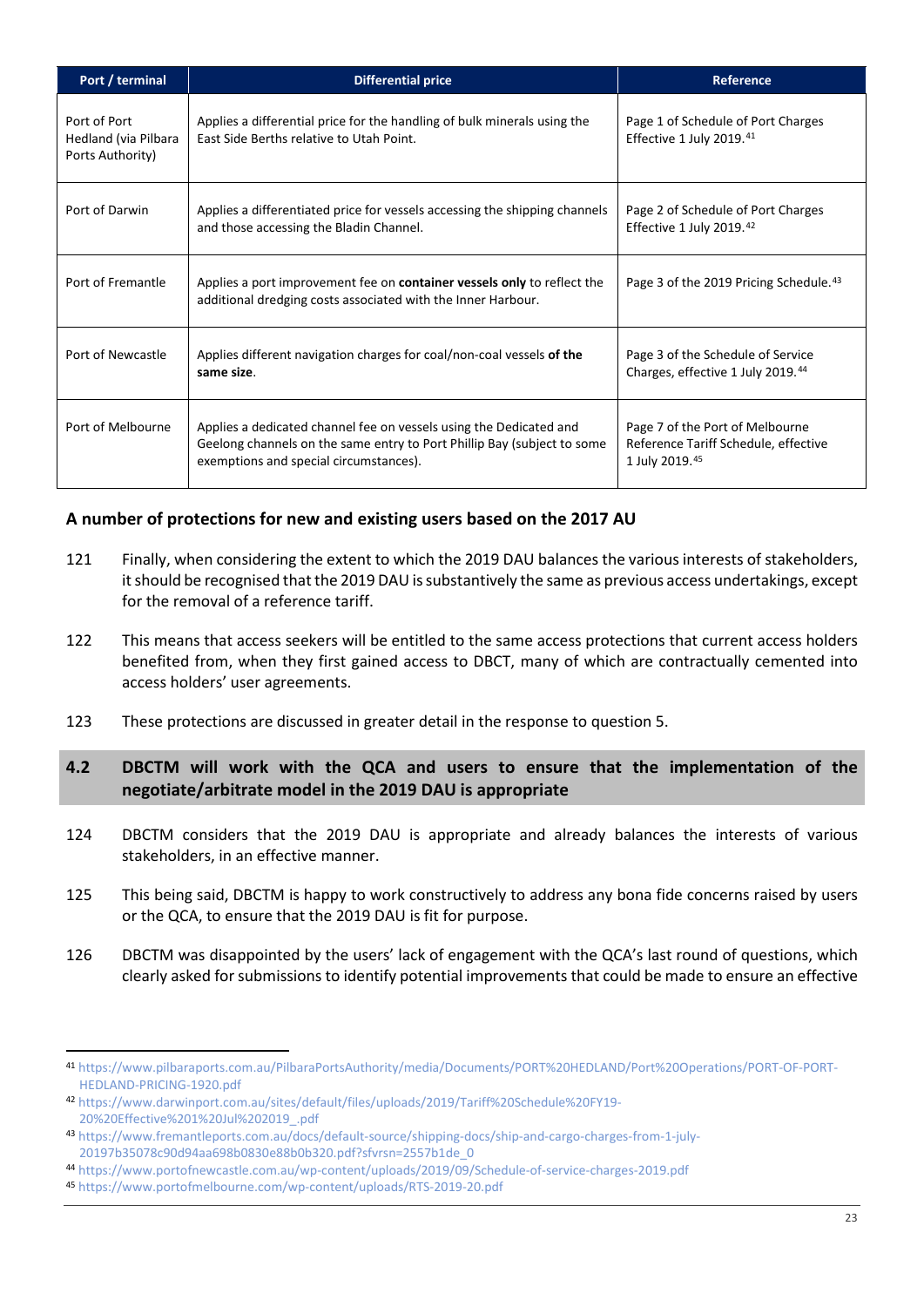| Port / terminal | Differential price | Reference |
|---|---|---|
| Port of Port Hedland (via Pilbara Ports Authority) | Applies a differential price for the handling of bulk minerals using the East Side Berths relative to Utah Point. | Page 1 of Schedule of Port Charges Effective 1 July 2019.[41] |
| Port of Darwin | Applies a differentiated price for vessels accessing the shipping channels and those accessing the Bladin Channel. | Page 2 of Schedule of Port Charges Effective 1 July 2019.[42] |
| Port of Fremantle | Applies a port improvement fee on **container vessels only** to reflect the additional dredging costs associated with the Inner Harbour. | Page 3 of the 2019 Pricing Schedule.[43] |
| Port of Newcastle | Applies different navigation charges for coal/non-coal vessels **of the same size**. | Page 3 of the Schedule of Service Charges, effective 1 July 2019.[44] |
| Port of Melbourne | Applies a dedicated channel fee on vessels using the Dedicated and Geelong channels on the same entry to Port Phillip Bay (subject to some exemptions and special circumstances). | Page 7 of the Port of Melbourne Reference Tariff Schedule, effective 1 July 2019.[45] |

### A number of protections for new and existing users based on the 2017 AU

121 Finally, when considering the extent to which the 2019 DAU balances the various interests of stakeholders, it should be recognised that the 2019 DAU is substantively the same as previous access undertakings, except for the removal of a reference tariff.

122 This means that access seekers will be entitled to the same access protections that current access holders benefited from, when they first gained access to DBCT, many of which are contractually cemented into access holders' user agreements.

123 These protections are discussed in greater detail in the response to question 5.

## 4.2 DBCTM will work with the QCA and users to ensure that the implementation of the negotiate/arbitrate model in the 2019 DAU is appropriate

124 DBCTM considers that the 2019 DAU is appropriate and already balances the interests of various stakeholders, in an effective manner.

125 This being said, DBCTM is happy to work constructively to address any bona fide concerns raised by users or the QCA, to ensure that the 2019 DAU is fit for purpose.

126 DBCTM was disappointed by the users' lack of engagement with the QCA's last round of questions, which clearly asked for submissions to identify potential improvements that could be made to ensure an effective

---

[41] https://www.pilbaraports.com.au/PilbaraPortsAuthority/media/Documents/PORT%20HEDLAND/Port%20Operations/PORT-OF-PORT-HEDLAND-PRICING-1920.pdf

[42] https://www.darwinport.com.au/sites/default/files/uploads/2019/Tariff%20Schedule%20FY19-20%20Effective%201%20Jul%202019_.pdf

[43] https://www.fremantleports.com.au/docs/default-source/shipping-docs/ship-and-cargo-charges-from-1-july-20197b35078c90d94aa698b0830e88b0b320.pdf?sfvrsn=2557b1de_0

[44] https://www.portofnewcastle.com.au/wp-content/uploads/2019/09/Schedule-of-service-charges-2019.pdf

[45] https://www.portofmelbourne.com/wp-content/uploads/RTS-2019-20.pdf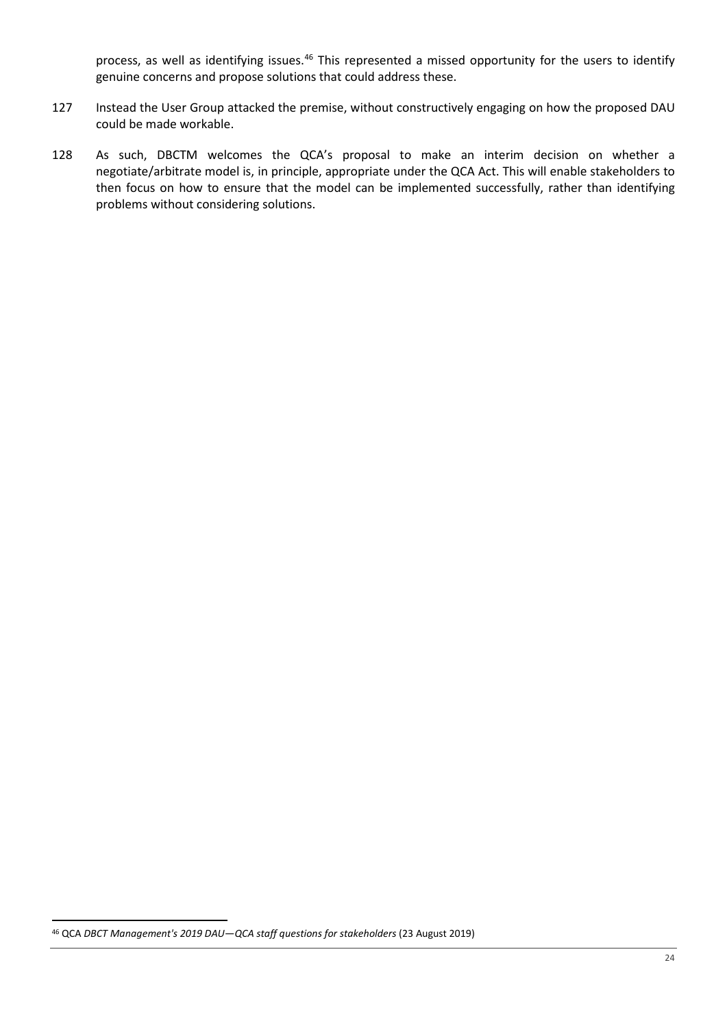process, as well as identifying issues.[46] This represented a missed opportunity for the users to identify genuine concerns and propose solutions that could address these.

127 Instead the User Group attacked the premise, without constructively engaging on how the proposed DAU could be made workable.

128 As such, DBCTM welcomes the QCA's proposal to make an interim decision on whether a negotiate/arbitrate model is, in principle, appropriate under the QCA Act. This will enable stakeholders to then focus on how to ensure that the model can be implemented successfully, rather than identifying problems without considering solutions.

[46] QCA *DBCT Management's 2019 DAU—QCA staff questions for stakeholders* (23 August 2019)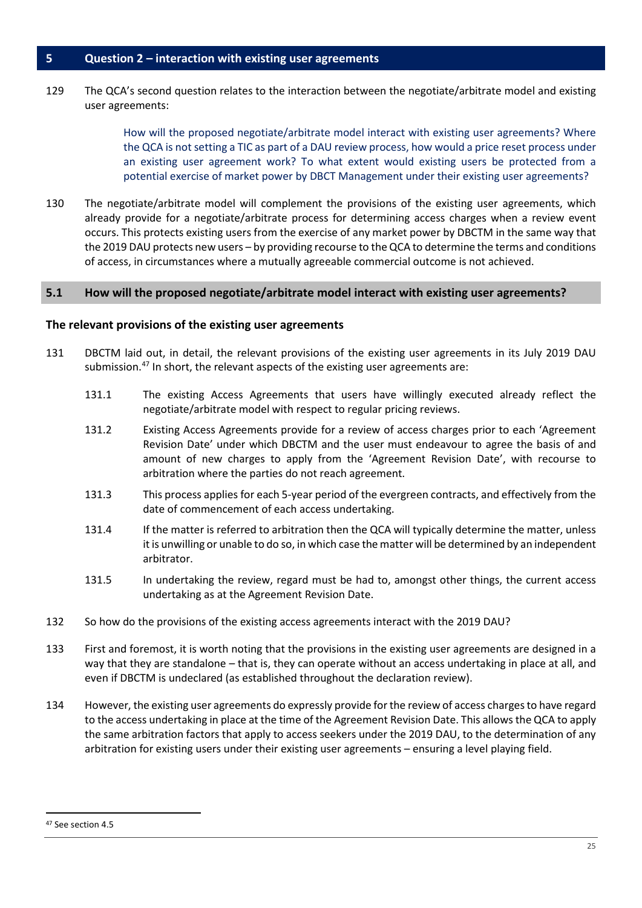## 5 Question 2 – interaction with existing user agreements

129 The QCA's second question relates to the interaction between the negotiate/arbitrate model and existing user agreements:

> How will the proposed negotiate/arbitrate model interact with existing user agreements? Where the QCA is not setting a TIC as part of a DAU review process, how would a price reset process under an existing user agreement work? To what extent would existing users be protected from a potential exercise of market power by DBCT Management under their existing user agreements?

130 The negotiate/arbitrate model will complement the provisions of the existing user agreements, which already provide for a negotiate/arbitrate process for determining access charges when a review event occurs. This protects existing users from the exercise of any market power by DBCTM in the same way that the 2019 DAU protects new users – by providing recourse to the QCA to determine the terms and conditions of access, in circumstances where a mutually agreeable commercial outcome is not achieved.

### 5.1 How will the proposed negotiate/arbitrate model interact with existing user agreements?

**The relevant provisions of the existing user agreements**

131 DBCTM laid out, in detail, the relevant provisions of the existing user agreements in its July 2019 DAU submission.[47] In short, the relevant aspects of the existing user agreements are:

131.1 The existing Access Agreements that users have willingly executed already reflect the negotiate/arbitrate model with respect to regular pricing reviews.

131.2 Existing Access Agreements provide for a review of access charges prior to each 'Agreement Revision Date' under which DBCTM and the user must endeavour to agree the basis of and amount of new charges to apply from the 'Agreement Revision Date', with recourse to arbitration where the parties do not reach agreement.

131.3 This process applies for each 5-year period of the evergreen contracts, and effectively from the date of commencement of each access undertaking.

131.4 If the matter is referred to arbitration then the QCA will typically determine the matter, unless it is unwilling or unable to do so, in which case the matter will be determined by an independent arbitrator.

131.5 In undertaking the review, regard must be had to, amongst other things, the current access undertaking as at the Agreement Revision Date.

132 So how do the provisions of the existing access agreements interact with the 2019 DAU?

133 First and foremost, it is worth noting that the provisions in the existing user agreements are designed in a way that they are standalone – that is, they can operate without an access undertaking in place at all, and even if DBCTM is undeclared (as established throughout the declaration review).

134 However, the existing user agreements do expressly provide for the review of access charges to have regard to the access undertaking in place at the time of the Agreement Revision Date. This allows the QCA to apply the same arbitration factors that apply to access seekers under the 2019 DAU, to the determination of any arbitration for existing users under their existing user agreements – ensuring a level playing field.

[47] See section 4.5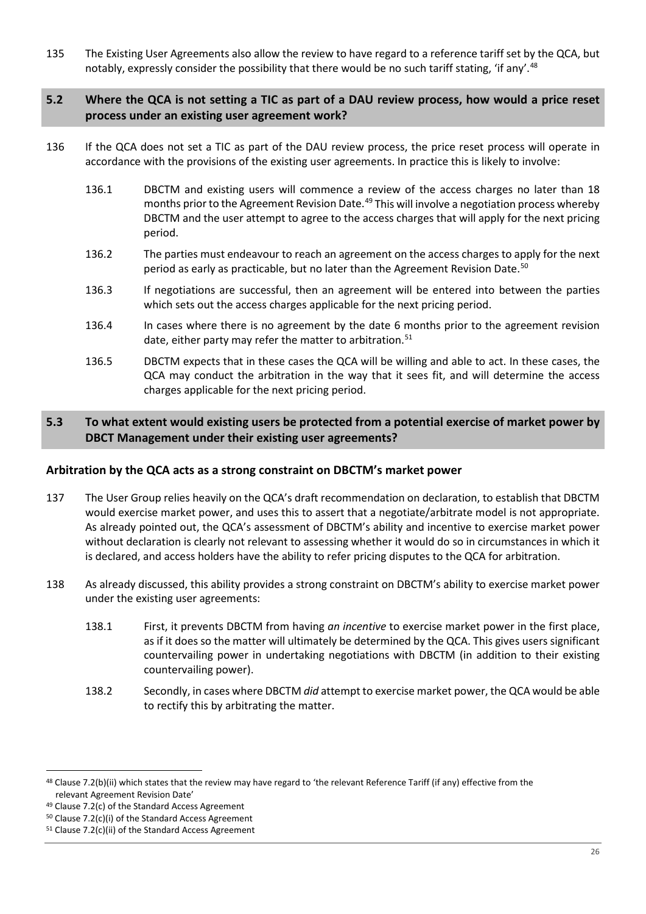135 The Existing User Agreements also allow the review to have regard to a reference tariff set by the QCA, but notably, expressly consider the possibility that there would be no such tariff stating, 'if any'.[48]

## 5.2 Where the QCA is not setting a TIC as part of a DAU review process, how would a price reset process under an existing user agreement work?

136 If the QCA does not set a TIC as part of the DAU review process, the price reset process will operate in accordance with the provisions of the existing user agreements. In practice this is likely to involve:

136.1 DBCTM and existing users will commence a review of the access charges no later than 18 months prior to the Agreement Revision Date.[49] This will involve a negotiation process whereby DBCTM and the user attempt to agree to the access charges that will apply for the next pricing period.

136.2 The parties must endeavour to reach an agreement on the access charges to apply for the next period as early as practicable, but no later than the Agreement Revision Date.[50]

136.3 If negotiations are successful, then an agreement will be entered into between the parties which sets out the access charges applicable for the next pricing period.

136.4 In cases where there is no agreement by the date 6 months prior to the agreement revision date, either party may refer the matter to arbitration.[51]

136.5 DBCTM expects that in these cases the QCA will be willing and able to act. In these cases, the QCA may conduct the arbitration in the way that it sees fit, and will determine the access charges applicable for the next pricing period.

## 5.3 To what extent would existing users be protected from a potential exercise of market power by DBCT Management under their existing user agreements?

### Arbitration by the QCA acts as a strong constraint on DBCTM's market power

137 The User Group relies heavily on the QCA's draft recommendation on declaration, to establish that DBCTM would exercise market power, and uses this to assert that a negotiate/arbitrate model is not appropriate. As already pointed out, the QCA's assessment of DBCTM's ability and incentive to exercise market power without declaration is clearly not relevant to assessing whether it would do so in circumstances in which it is declared, and access holders have the ability to refer pricing disputes to the QCA for arbitration.

138 As already discussed, this ability provides a strong constraint on DBCTM's ability to exercise market power under the existing user agreements:

138.1 First, it prevents DBCTM from having *an incentive* to exercise market power in the first place, as if it does so the matter will ultimately be determined by the QCA. This gives users significant countervailing power in undertaking negotiations with DBCTM (in addition to their existing countervailing power).

138.2 Secondly, in cases where DBCTM *did* attempt to exercise market power, the QCA would be able to rectify this by arbitrating the matter.

---

[48] Clause 7.2(b)(ii) which states that the review may have regard to 'the relevant Reference Tariff (if any) effective from the relevant Agreement Revision Date'

[49] Clause 7.2(c) of the Standard Access Agreement

[50] Clause 7.2(c)(i) of the Standard Access Agreement

[51] Clause 7.2(c)(ii) of the Standard Access Agreement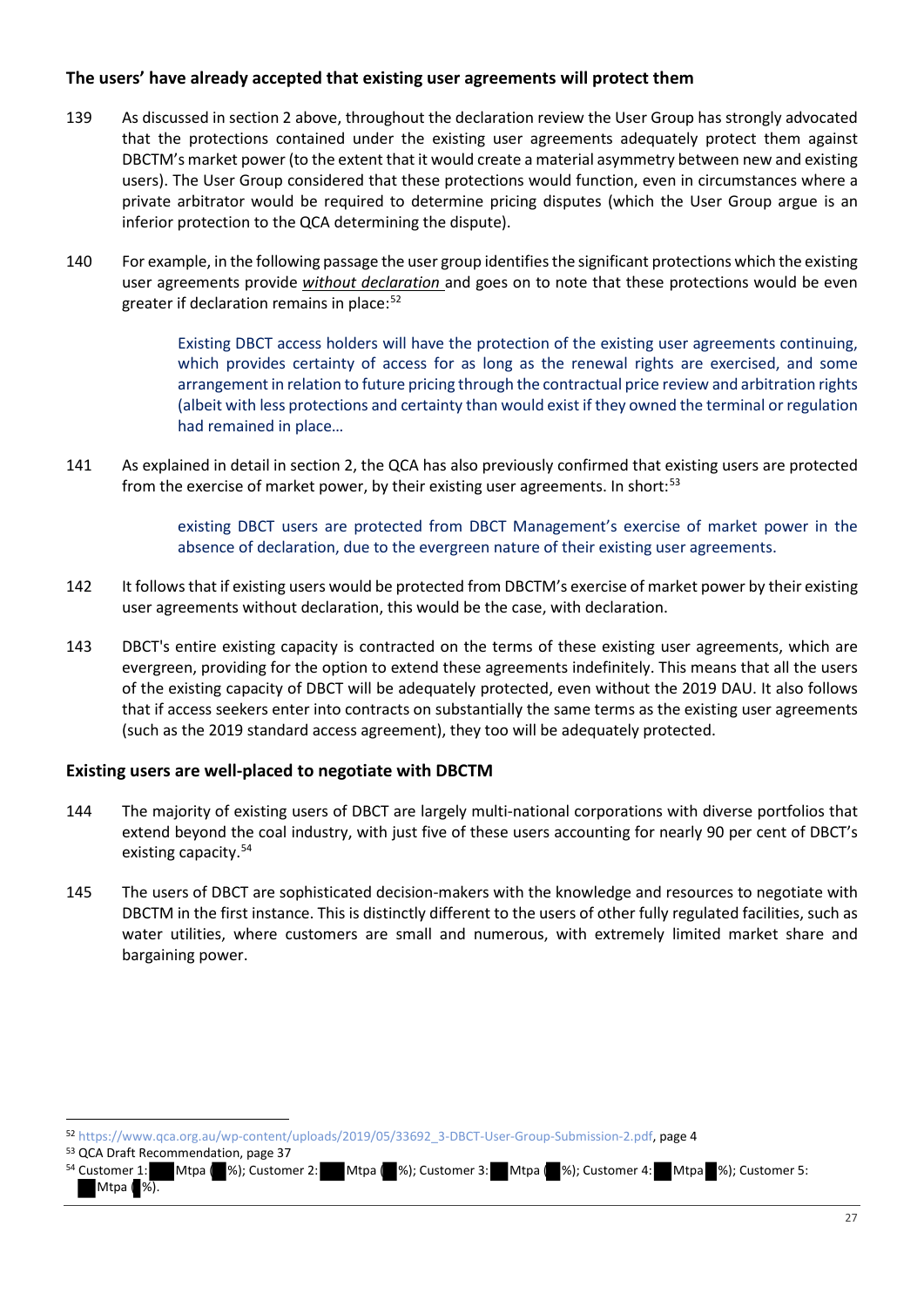### The users' have already accepted that existing user agreements will protect them

139 As discussed in section 2 above, throughout the declaration review the User Group has strongly advocated that the protections contained under the existing user agreements adequately protect them against DBCTM's market power (to the extent that it would create a material asymmetry between new and existing users). The User Group considered that these protections would function, even in circumstances where a private arbitrator would be required to determine pricing disputes (which the User Group argue is an inferior protection to the QCA determining the dispute).

140 For example, in the following passage the user group identifies the significant protections which the existing user agreements provide ***without declaration*** and goes on to note that these protections would be even greater if declaration remains in place:[52]

> Existing DBCT access holders will have the protection of the existing user agreements continuing, which provides certainty of access for as long as the renewal rights are exercised, and some arrangement in relation to future pricing through the contractual price review and arbitration rights (albeit with less protections and certainty than would exist if they owned the terminal or regulation had remained in place…

141 As explained in detail in section 2, the QCA has also previously confirmed that existing users are protected from the exercise of market power, by their existing user agreements. In short:[53]

> existing DBCT users are protected from DBCT Management's exercise of market power in the absence of declaration, due to the evergreen nature of their existing user agreements.

142 It follows that if existing users would be protected from DBCTM's exercise of market power by their existing user agreements without declaration, this would be the case, with declaration.

143 DBCT's entire existing capacity is contracted on the terms of these existing user agreements, which are evergreen, providing for the option to extend these agreements indefinitely. This means that all the users of the existing capacity of DBCT will be adequately protected, even without the 2019 DAU. It also follows that if access seekers enter into contracts on substantially the same terms as the existing user agreements (such as the 2019 standard access agreement), they too will be adequately protected.

### Existing users are well-placed to negotiate with DBCTM

144 The majority of existing users of DBCT are largely multi-national corporations with diverse portfolios that extend beyond the coal industry, with just five of these users accounting for nearly 90 per cent of DBCT's existing capacity.[54]

145 The users of DBCT are sophisticated decision-makers with the knowledge and resources to negotiate with DBCTM in the first instance. This is distinctly different to the users of other fully regulated facilities, such as water utilities, where customers are small and numerous, with extremely limited market share and bargaining power.

---

[52] https://www.qca.org.au/wp-content/uploads/2019/05/33692_3-DBCT-User-Group-Submission-2.pdf, page 4

[53] QCA Draft Recommendation, page 37

[54] Customer 1: ██ Mtpa (██%); Customer 2: ██ Mtpa (██%); Customer 3: ██ Mtpa (██%); Customer 4: ██ Mtpa ██%); Customer 5: ██ Mtpa (██%).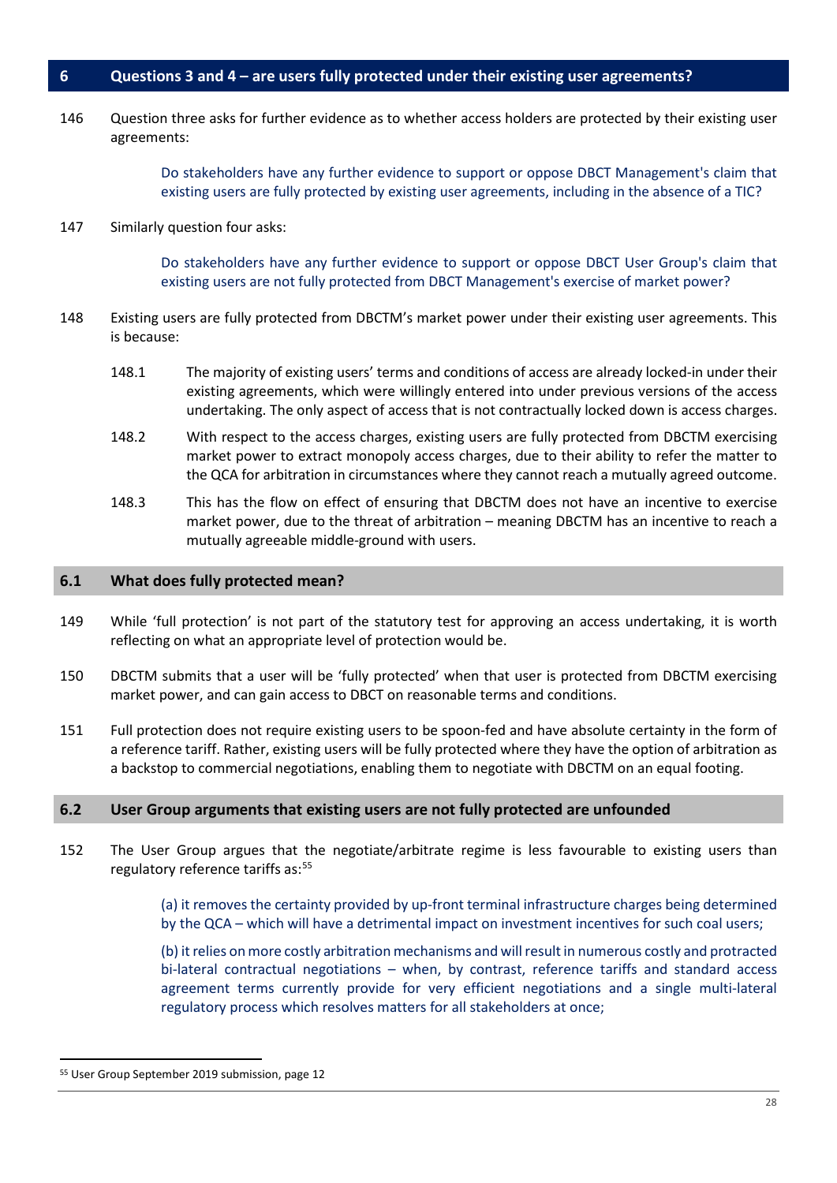## 6 Questions 3 and 4 – are users fully protected under their existing user agreements?

146 Question three asks for further evidence as to whether access holders are protected by their existing user agreements:

> Do stakeholders have any further evidence to support or oppose DBCT Management's claim that existing users are fully protected by existing user agreements, including in the absence of a TIC?

147 Similarly question four asks:

> Do stakeholders have any further evidence to support or oppose DBCT User Group's claim that existing users are not fully protected from DBCT Management's exercise of market power?

148 Existing users are fully protected from DBCTM's market power under their existing user agreements. This is because:

148.1 The majority of existing users' terms and conditions of access are already locked-in under their existing agreements, which were willingly entered into under previous versions of the access undertaking. The only aspect of access that is not contractually locked down is access charges.

148.2 With respect to the access charges, existing users are fully protected from DBCTM exercising market power to extract monopoly access charges, due to their ability to refer the matter to the QCA for arbitration in circumstances where they cannot reach a mutually agreed outcome.

148.3 This has the flow on effect of ensuring that DBCTM does not have an incentive to exercise market power, due to the threat of arbitration – meaning DBCTM has an incentive to reach a mutually agreeable middle-ground with users.

### 6.1 What does fully protected mean?

149 While 'full protection' is not part of the statutory test for approving an access undertaking, it is worth reflecting on what an appropriate level of protection would be.

150 DBCTM submits that a user will be 'fully protected' when that user is protected from DBCTM exercising market power, and can gain access to DBCT on reasonable terms and conditions.

151 Full protection does not require existing users to be spoon-fed and have absolute certainty in the form of a reference tariff. Rather, existing users will be fully protected where they have the option of arbitration as a backstop to commercial negotiations, enabling them to negotiate with DBCTM on an equal footing.

### 6.2 User Group arguments that existing users are not fully protected are unfounded

152 The User Group argues that the negotiate/arbitrate regime is less favourable to existing users than regulatory reference tariffs as:[55]

> (a) it removes the certainty provided by up-front terminal infrastructure charges being determined by the QCA – which will have a detrimental impact on investment incentives for such coal users;
>
> (b) it relies on more costly arbitration mechanisms and will result in numerous costly and protracted bi-lateral contractual negotiations – when, by contrast, reference tariffs and standard access agreement terms currently provide for very efficient negotiations and a single multi-lateral regulatory process which resolves matters for all stakeholders at once;

[55] User Group September 2019 submission, page 12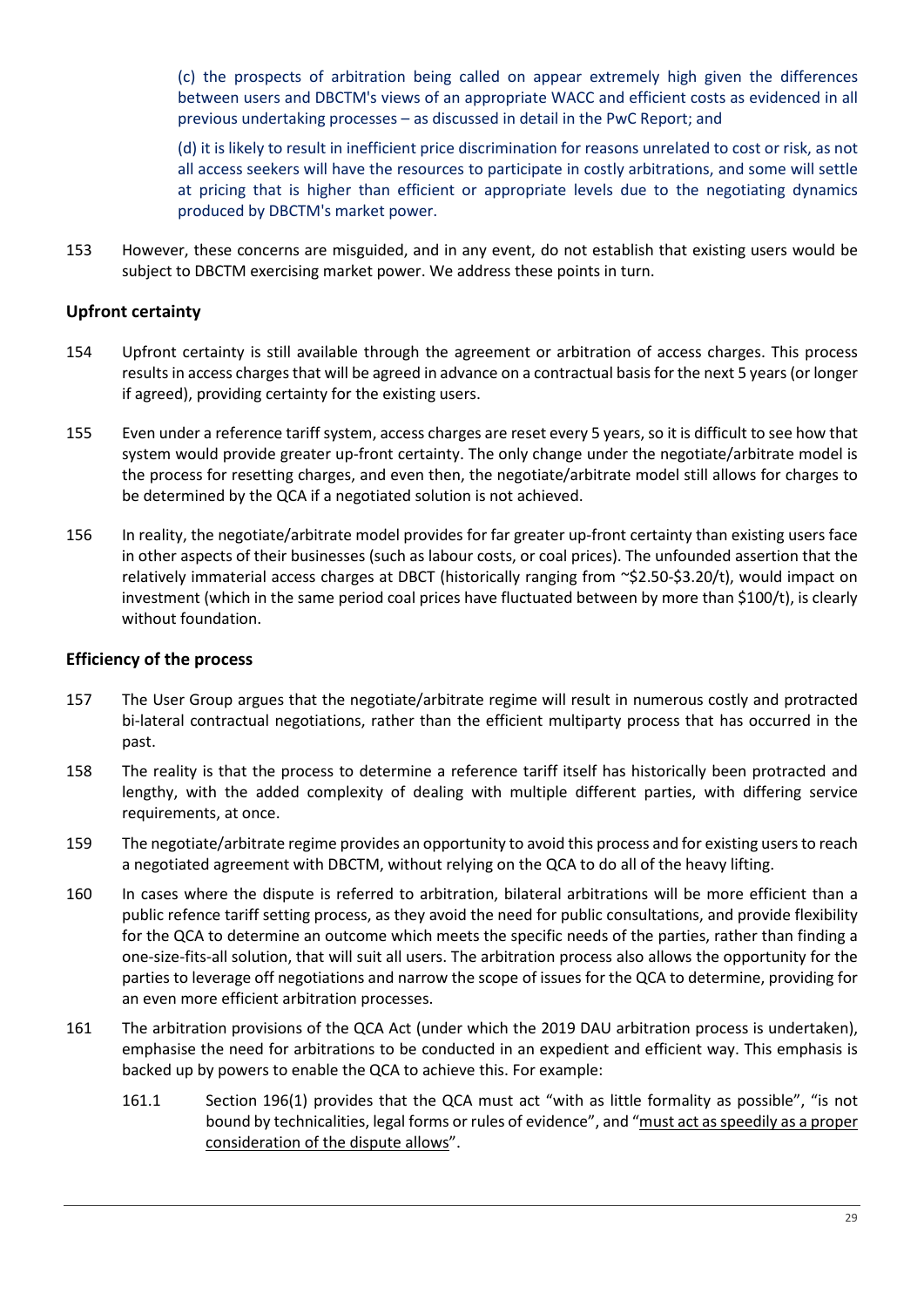> (c) the prospects of arbitration being called on appear extremely high given the differences between users and DBCTM's views of an appropriate WACC and efficient costs as evidenced in all previous undertaking processes – as discussed in detail in the PwC Report; and
>
> (d) it is likely to result in inefficient price discrimination for reasons unrelated to cost or risk, as not all access seekers will have the resources to participate in costly arbitrations, and some will settle at pricing that is higher than efficient or appropriate levels due to the negotiating dynamics produced by DBCTM's market power.

153 However, these concerns are misguided, and in any event, do not establish that existing users would be subject to DBCTM exercising market power. We address these points in turn.

### Upfront certainty

154 Upfront certainty is still available through the agreement or arbitration of access charges. This process results in access charges that will be agreed in advance on a contractual basis for the next 5 years (or longer if agreed), providing certainty for the existing users.

155 Even under a reference tariff system, access charges are reset every 5 years, so it is difficult to see how that system would provide greater up-front certainty. The only change under the negotiate/arbitrate model is the process for resetting charges, and even then, the negotiate/arbitrate model still allows for charges to be determined by the QCA if a negotiated solution is not achieved.

156 In reality, the negotiate/arbitrate model provides for far greater up-front certainty than existing users face in other aspects of their businesses (such as labour costs, or coal prices). The unfounded assertion that the relatively immaterial access charges at DBCT (historically ranging from ~$2.50-$3.20/t), would impact on investment (which in the same period coal prices have fluctuated between by more than $100/t), is clearly without foundation.

### Efficiency of the process

157 The User Group argues that the negotiate/arbitrate regime will result in numerous costly and protracted bi-lateral contractual negotiations, rather than the efficient multiparty process that has occurred in the past.

158 The reality is that the process to determine a reference tariff itself has historically been protracted and lengthy, with the added complexity of dealing with multiple different parties, with differing service requirements, at once.

159 The negotiate/arbitrate regime provides an opportunity to avoid this process and for existing users to reach a negotiated agreement with DBCTM, without relying on the QCA to do all of the heavy lifting.

160 In cases where the dispute is referred to arbitration, bilateral arbitrations will be more efficient than a public refence tariff setting process, as they avoid the need for public consultations, and provide flexibility for the QCA to determine an outcome which meets the specific needs of the parties, rather than finding a one-size-fits-all solution, that will suit all users. The arbitration process also allows the opportunity for the parties to leverage off negotiations and narrow the scope of issues for the QCA to determine, providing for an even more efficient arbitration processes.

161 The arbitration provisions of the QCA Act (under which the 2019 DAU arbitration process is undertaken), emphasise the need for arbitrations to be conducted in an expedient and efficient way. This emphasis is backed up by powers to enable the QCA to achieve this. For example:

- 161.1 Section 196(1) provides that the QCA must act "with as little formality as possible", "is not bound by technicalities, legal forms or rules of evidence", and "<u>must act as speedily as a proper consideration of the dispute allows</u>".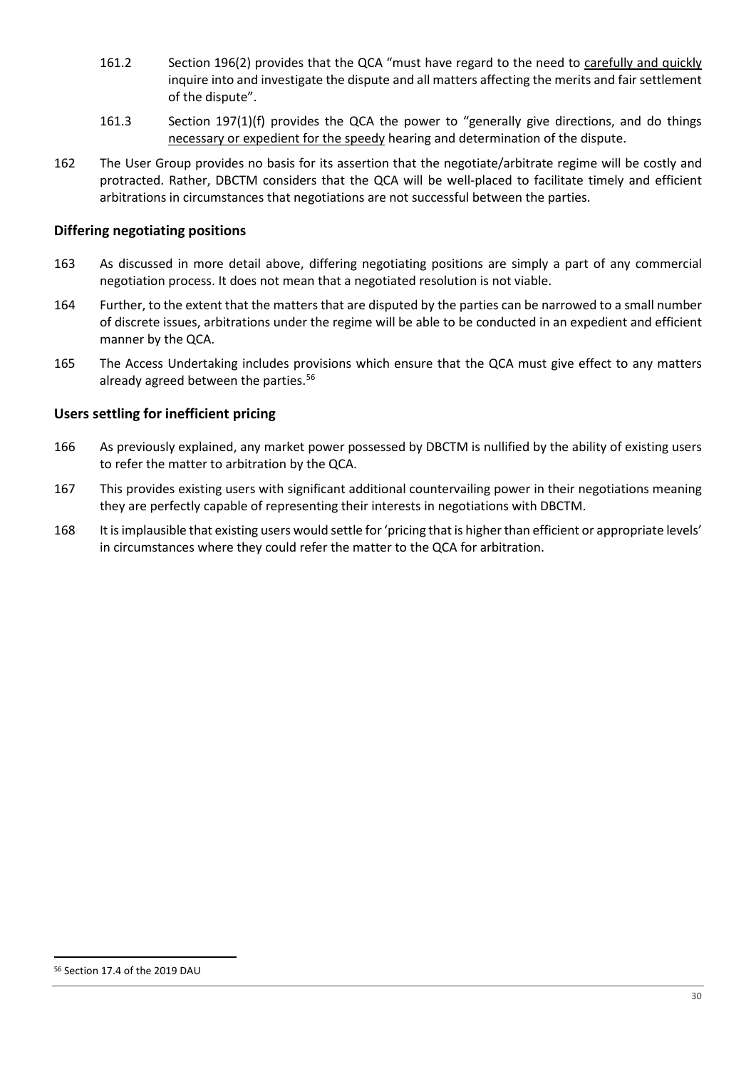161.2 Section 196(2) provides that the QCA "must have regard to the need to carefully and quickly inquire into and investigate the dispute and all matters affecting the merits and fair settlement of the dispute".

161.3 Section 197(1)(f) provides the QCA the power to "generally give directions, and do things necessary or expedient for the speedy hearing and determination of the dispute.

162 The User Group provides no basis for its assertion that the negotiate/arbitrate regime will be costly and protracted. Rather, DBCTM considers that the QCA will be well-placed to facilitate timely and efficient arbitrations in circumstances that negotiations are not successful between the parties.

## Differing negotiating positions

163 As discussed in more detail above, differing negotiating positions are simply a part of any commercial negotiation process. It does not mean that a negotiated resolution is not viable.

164 Further, to the extent that the matters that are disputed by the parties can be narrowed to a small number of discrete issues, arbitrations under the regime will be able to be conducted in an expedient and efficient manner by the QCA.

165 The Access Undertaking includes provisions which ensure that the QCA must give effect to any matters already agreed between the parties.[56]

## Users settling for inefficient pricing

166 As previously explained, any market power possessed by DBCTM is nullified by the ability of existing users to refer the matter to arbitration by the QCA.

167 This provides existing users with significant additional countervailing power in their negotiations meaning they are perfectly capable of representing their interests in negotiations with DBCTM.

168 It is implausible that existing users would settle for 'pricing that is higher than efficient or appropriate levels' in circumstances where they could refer the matter to the QCA for arbitration.

[56] Section 17.4 of the 2019 DAU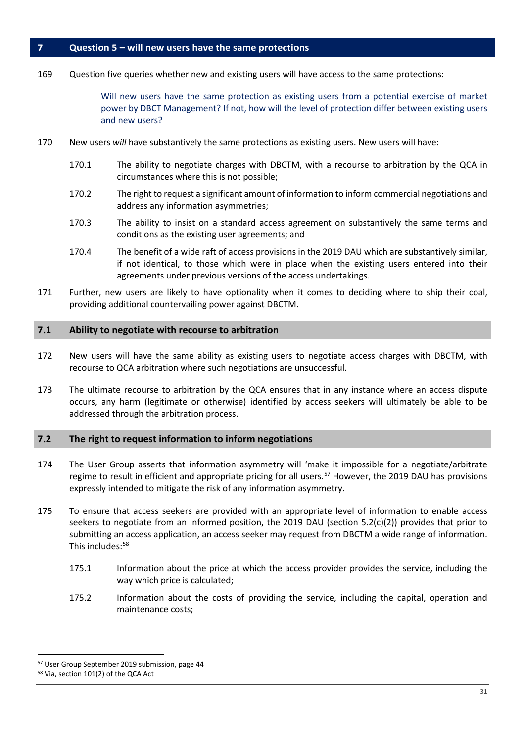## 7 Question 5 – will new users have the same protections

169 Question five queries whether new and existing users will have access to the same protections:

> Will new users have the same protection as existing users from a potential exercise of market power by DBCT Management? If not, how will the level of protection differ between existing users and new users?

170 New users ***will*** have substantively the same protections as existing users. New users will have:

170.1 The ability to negotiate charges with DBCTM, with a recourse to arbitration by the QCA in circumstances where this is not possible;

170.2 The right to request a significant amount of information to inform commercial negotiations and address any information asymmetries;

170.3 The ability to insist on a standard access agreement on substantively the same terms and conditions as the existing user agreements; and

170.4 The benefit of a wide raft of access provisions in the 2019 DAU which are substantively similar, if not identical, to those which were in place when the existing users entered into their agreements under previous versions of the access undertakings.

171 Further, new users are likely to have optionality when it comes to deciding where to ship their coal, providing additional countervailing power against DBCTM.

### 7.1 Ability to negotiate with recourse to arbitration

172 New users will have the same ability as existing users to negotiate access charges with DBCTM, with recourse to QCA arbitration where such negotiations are unsuccessful.

173 The ultimate recourse to arbitration by the QCA ensures that in any instance where an access dispute occurs, any harm (legitimate or otherwise) identified by access seekers will ultimately be able to be addressed through the arbitration process.

### 7.2 The right to request information to inform negotiations

174 The User Group asserts that information asymmetry will 'make it impossible for a negotiate/arbitrate regime to result in efficient and appropriate pricing for all users.[57] However, the 2019 DAU has provisions expressly intended to mitigate the risk of any information asymmetry.

175 To ensure that access seekers are provided with an appropriate level of information to enable access seekers to negotiate from an informed position, the 2019 DAU (section 5.2(c)(2)) provides that prior to submitting an access application, an access seeker may request from DBCTM a wide range of information. This includes:[58]

175.1 Information about the price at which the access provider provides the service, including the way which price is calculated;

175.2 Information about the costs of providing the service, including the capital, operation and maintenance costs;

[57] User Group September 2019 submission, page 44

[58] Via, section 101(2) of the QCA Act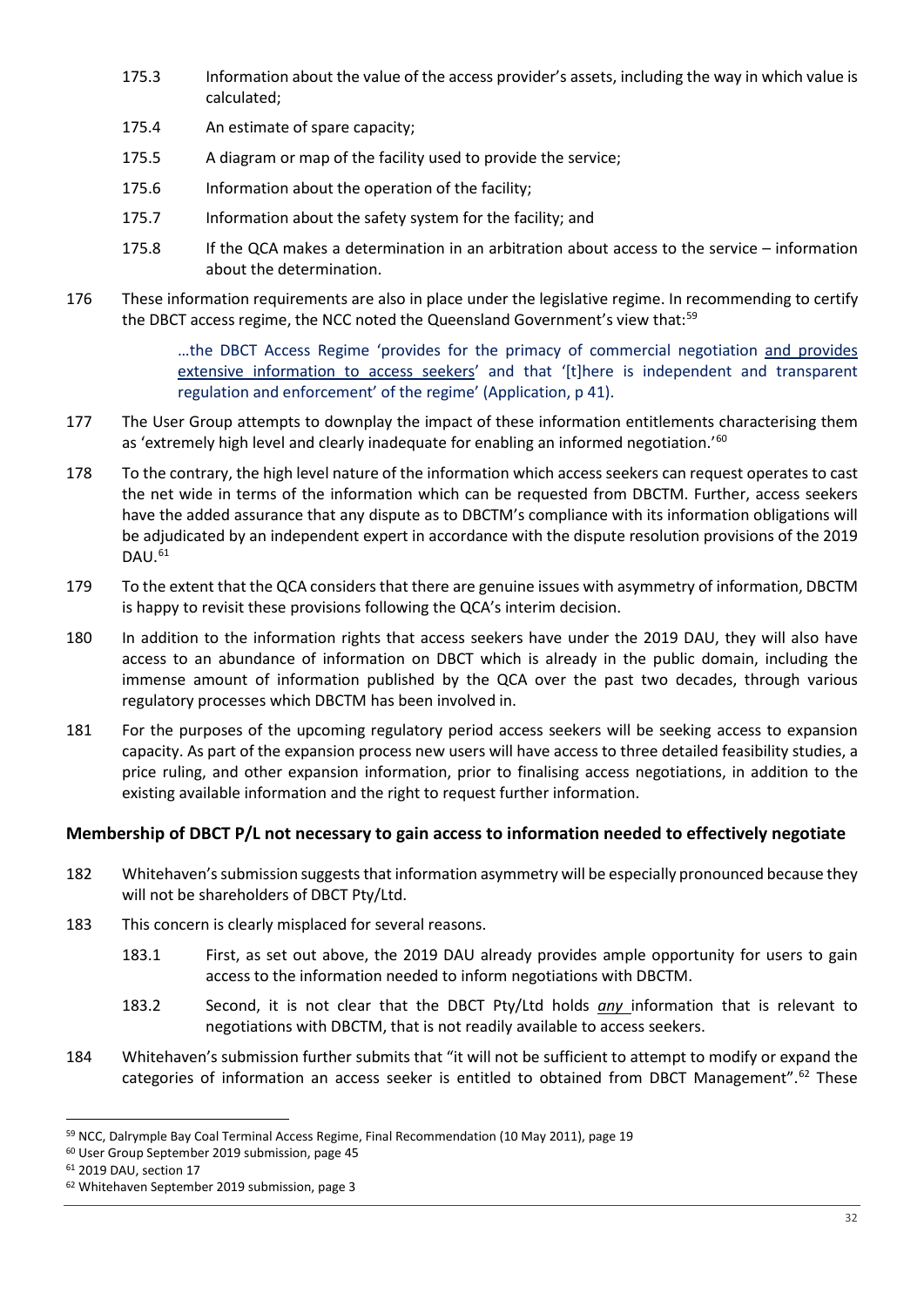175.3 Information about the value of the access provider's assets, including the way in which value is calculated;

175.4 An estimate of spare capacity;

175.5 A diagram or map of the facility used to provide the service;

175.6 Information about the operation of the facility;

175.7 Information about the safety system for the facility; and

175.8 If the QCA makes a determination in an arbitration about access to the service – information about the determination.

176 These information requirements are also in place under the legislative regime. In recommending to certify the DBCT access regime, the NCC noted the Queensland Government's view that:[59]

> …the DBCT Access Regime 'provides for the primacy of commercial negotiation and provides extensive information to access seekers' and that '[t]here is independent and transparent regulation and enforcement' of the regime' (Application, p 41).

177 The User Group attempts to downplay the impact of these information entitlements characterising them as 'extremely high level and clearly inadequate for enabling an informed negotiation.'[60]

178 To the contrary, the high level nature of the information which access seekers can request operates to cast the net wide in terms of the information which can be requested from DBCTM. Further, access seekers have the added assurance that any dispute as to DBCTM's compliance with its information obligations will be adjudicated by an independent expert in accordance with the dispute resolution provisions of the 2019 DAU.[61]

179 To the extent that the QCA considers that there are genuine issues with asymmetry of information, DBCTM is happy to revisit these provisions following the QCA's interim decision.

180 In addition to the information rights that access seekers have under the 2019 DAU, they will also have access to an abundance of information on DBCT which is already in the public domain, including the immense amount of information published by the QCA over the past two decades, through various regulatory processes which DBCTM has been involved in.

181 For the purposes of the upcoming regulatory period access seekers will be seeking access to expansion capacity. As part of the expansion process new users will have access to three detailed feasibility studies, a price ruling, and other expansion information, prior to finalising access negotiations, in addition to the existing available information and the right to request further information.

### Membership of DBCT P/L not necessary to gain access to information needed to effectively negotiate

182 Whitehaven's submission suggests that information asymmetry will be especially pronounced because they will not be shareholders of DBCT Pty/Ltd.

183 This concern is clearly misplaced for several reasons.

183.1 First, as set out above, the 2019 DAU already provides ample opportunity for users to gain access to the information needed to inform negotiations with DBCTM.

183.2 Second, it is not clear that the DBCT Pty/Ltd holds ***any*** information that is relevant to negotiations with DBCTM, that is not readily available to access seekers.

184 Whitehaven's submission further submits that "it will not be sufficient to attempt to modify or expand the categories of information an access seeker is entitled to obtained from DBCT Management".[62] These

---

[59] NCC, Dalrymple Bay Coal Terminal Access Regime, Final Recommendation (10 May 2011), page 19

[60] User Group September 2019 submission, page 45

[61] 2019 DAU, section 17

[62] Whitehaven September 2019 submission, page 3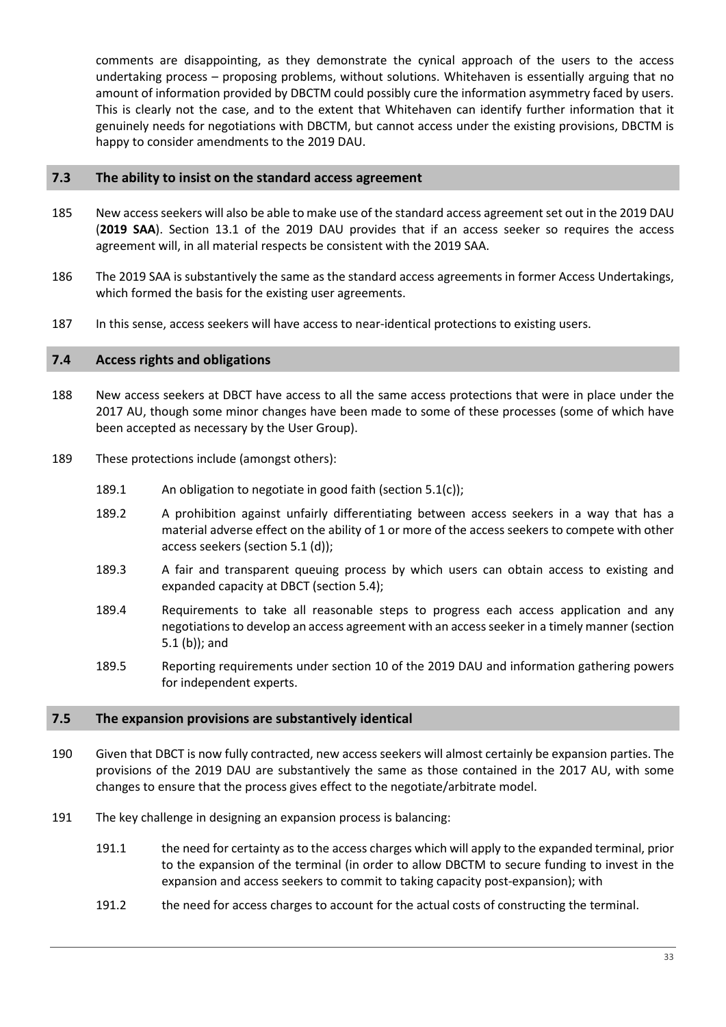comments are disappointing, as they demonstrate the cynical approach of the users to the access undertaking process – proposing problems, without solutions. Whitehaven is essentially arguing that no amount of information provided by DBCTM could possibly cure the information asymmetry faced by users. This is clearly not the case, and to the extent that Whitehaven can identify further information that it genuinely needs for negotiations with DBCTM, but cannot access under the existing provisions, DBCTM is happy to consider amendments to the 2019 DAU.

## 7.3 The ability to insist on the standard access agreement

185 New access seekers will also be able to make use of the standard access agreement set out in the 2019 DAU (**2019 SAA**). Section 13.1 of the 2019 DAU provides that if an access seeker so requires the access agreement will, in all material respects be consistent with the 2019 SAA.

186 The 2019 SAA is substantively the same as the standard access agreements in former Access Undertakings, which formed the basis for the existing user agreements.

187 In this sense, access seekers will have access to near-identical protections to existing users.

## 7.4 Access rights and obligations

188 New access seekers at DBCT have access to all the same access protections that were in place under the 2017 AU, though some minor changes have been made to some of these processes (some of which have been accepted as necessary by the User Group).

189 These protections include (amongst others):

189.1 An obligation to negotiate in good faith (section 5.1(c));

189.2 A prohibition against unfairly differentiating between access seekers in a way that has a material adverse effect on the ability of 1 or more of the access seekers to compete with other access seekers (section 5.1 (d));

189.3 A fair and transparent queuing process by which users can obtain access to existing and expanded capacity at DBCT (section 5.4);

189.4 Requirements to take all reasonable steps to progress each access application and any negotiations to develop an access agreement with an access seeker in a timely manner (section 5.1 (b)); and

189.5 Reporting requirements under section 10 of the 2019 DAU and information gathering powers for independent experts.

## 7.5 The expansion provisions are substantively identical

190 Given that DBCT is now fully contracted, new access seekers will almost certainly be expansion parties. The provisions of the 2019 DAU are substantively the same as those contained in the 2017 AU, with some changes to ensure that the process gives effect to the negotiate/arbitrate model.

191 The key challenge in designing an expansion process is balancing:

191.1 the need for certainty as to the access charges which will apply to the expanded terminal, prior to the expansion of the terminal (in order to allow DBCTM to secure funding to invest in the expansion and access seekers to commit to taking capacity post-expansion); with

191.2 the need for access charges to account for the actual costs of constructing the terminal.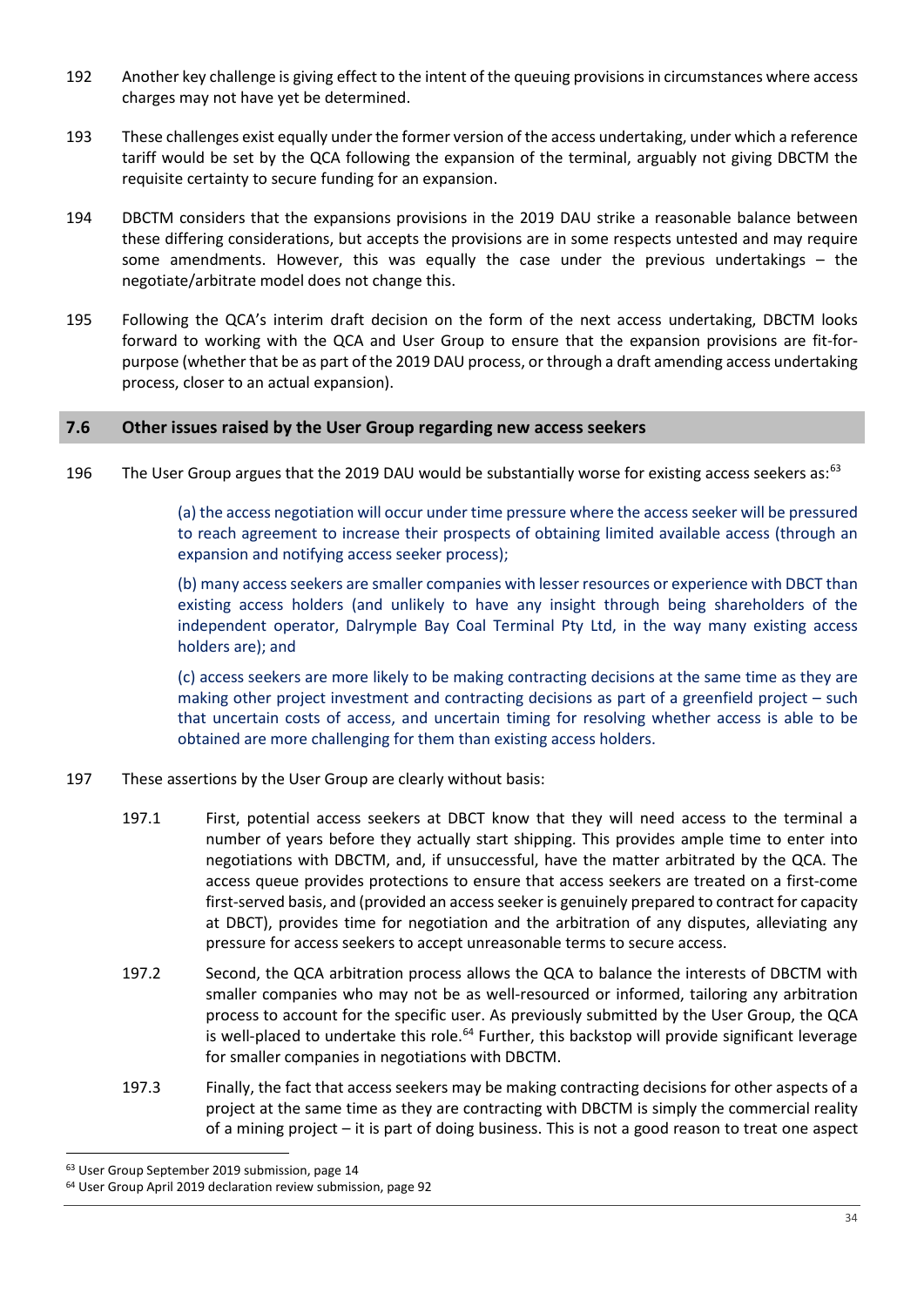192 Another key challenge is giving effect to the intent of the queuing provisions in circumstances where access charges may not have yet be determined.

193 These challenges exist equally under the former version of the access undertaking, under which a reference tariff would be set by the QCA following the expansion of the terminal, arguably not giving DBCTM the requisite certainty to secure funding for an expansion.

194 DBCTM considers that the expansions provisions in the 2019 DAU strike a reasonable balance between these differing considerations, but accepts the provisions are in some respects untested and may require some amendments. However, this was equally the case under the previous undertakings – the negotiate/arbitrate model does not change this.

195 Following the QCA's interim draft decision on the form of the next access undertaking, DBCTM looks forward to working with the QCA and User Group to ensure that the expansion provisions are fit-for-purpose (whether that be as part of the 2019 DAU process, or through a draft amending access undertaking process, closer to an actual expansion).

## 7.6 Other issues raised by the User Group regarding new access seekers

196 The User Group argues that the 2019 DAU would be substantially worse for existing access seekers as:[63]

> (a) the access negotiation will occur under time pressure where the access seeker will be pressured to reach agreement to increase their prospects of obtaining limited available access (through an expansion and notifying access seeker process);
>
> (b) many access seekers are smaller companies with lesser resources or experience with DBCT than existing access holders (and unlikely to have any insight through being shareholders of the independent operator, Dalrymple Bay Coal Terminal Pty Ltd, in the way many existing access holders are); and
>
> (c) access seekers are more likely to be making contracting decisions at the same time as they are making other project investment and contracting decisions as part of a greenfield project – such that uncertain costs of access, and uncertain timing for resolving whether access is able to be obtained are more challenging for them than existing access holders.

197 These assertions by the User Group are clearly without basis:

197.1 First, potential access seekers at DBCT know that they will need access to the terminal a number of years before they actually start shipping. This provides ample time to enter into negotiations with DBCTM, and, if unsuccessful, have the matter arbitrated by the QCA. The access queue provides protections to ensure that access seekers are treated on a first-come first-served basis, and (provided an access seeker is genuinely prepared to contract for capacity at DBCT), provides time for negotiation and the arbitration of any disputes, alleviating any pressure for access seekers to accept unreasonable terms to secure access.

197.2 Second, the QCA arbitration process allows the QCA to balance the interests of DBCTM with smaller companies who may not be as well-resourced or informed, tailoring any arbitration process to account for the specific user. As previously submitted by the User Group, the QCA is well-placed to undertake this role.[64] Further, this backstop will provide significant leverage for smaller companies in negotiations with DBCTM.

197.3 Finally, the fact that access seekers may be making contracting decisions for other aspects of a project at the same time as they are contracting with DBCTM is simply the commercial reality of a mining project – it is part of doing business. This is not a good reason to treat one aspect

---

[63] User Group September 2019 submission, page 14

[64] User Group April 2019 declaration review submission, page 92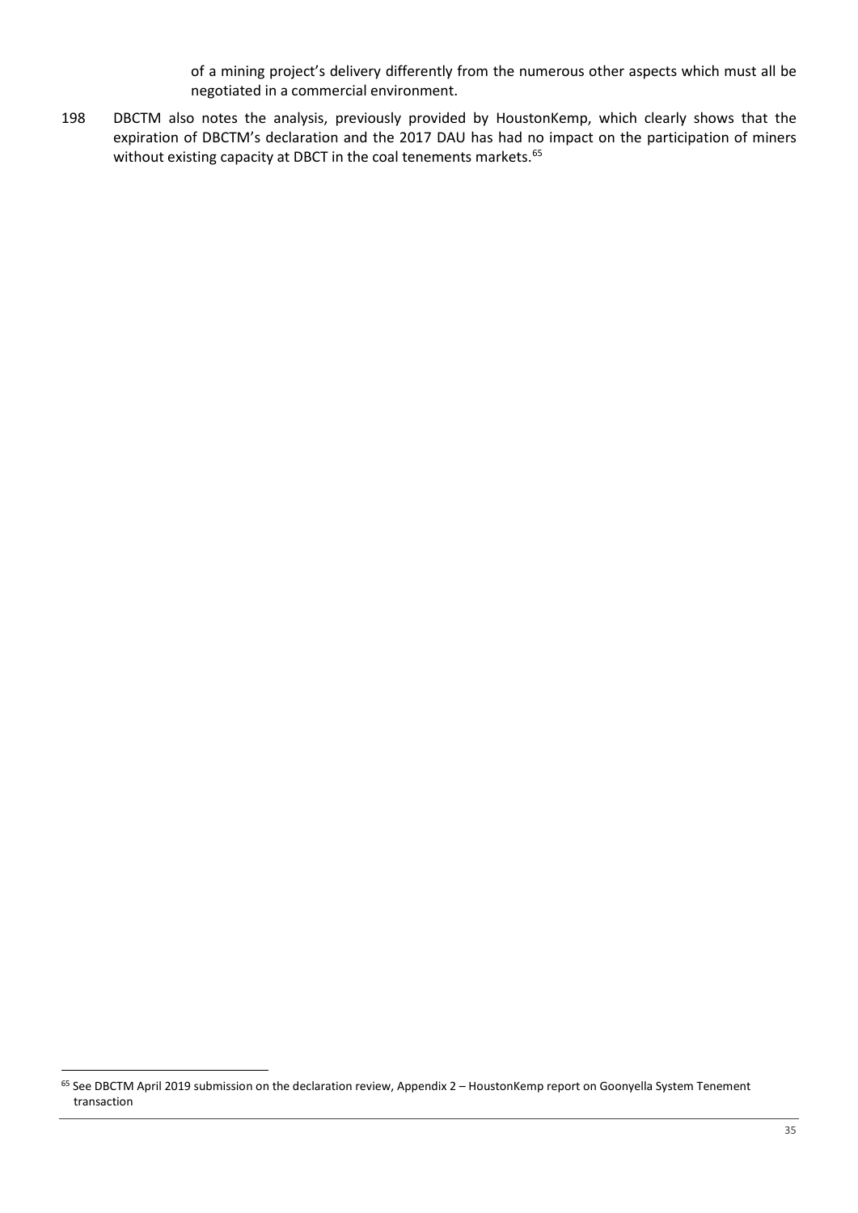of a mining project's delivery differently from the numerous other aspects which must all be negotiated in a commercial environment.

198 DBCTM also notes the analysis, previously provided by HoustonKemp, which clearly shows that the expiration of DBCTM's declaration and the 2017 DAU has had no impact on the participation of miners without existing capacity at DBCT in the coal tenements markets.[65]

[65] See DBCTM April 2019 submission on the declaration review, Appendix 2 – HoustonKemp report on Goonyella System Tenement transaction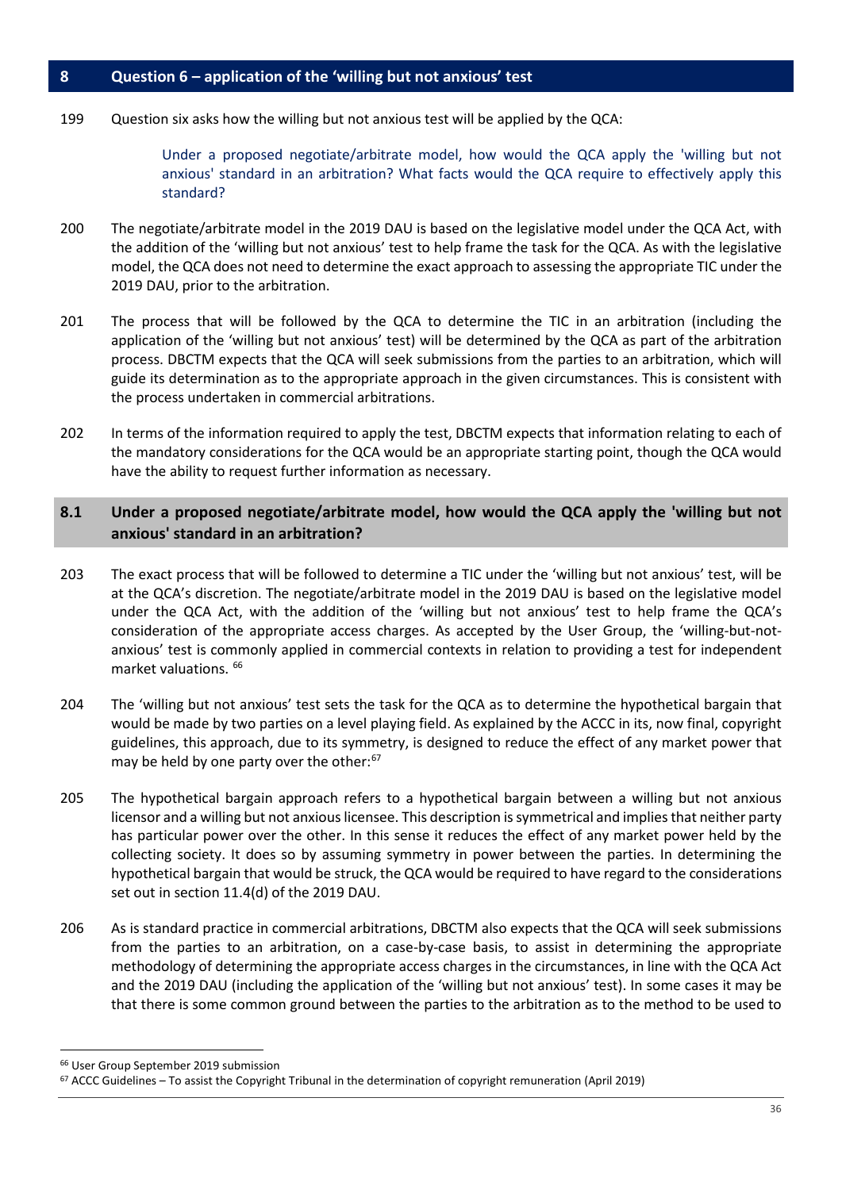## 8 Question 6 – application of the 'willing but not anxious' test

199 Question six asks how the willing but not anxious test will be applied by the QCA:

> Under a proposed negotiate/arbitrate model, how would the QCA apply the 'willing but not anxious' standard in an arbitration? What facts would the QCA require to effectively apply this standard?

200 The negotiate/arbitrate model in the 2019 DAU is based on the legislative model under the QCA Act, with the addition of the 'willing but not anxious' test to help frame the task for the QCA. As with the legislative model, the QCA does not need to determine the exact approach to assessing the appropriate TIC under the 2019 DAU, prior to the arbitration.

201 The process that will be followed by the QCA to determine the TIC in an arbitration (including the application of the 'willing but not anxious' test) will be determined by the QCA as part of the arbitration process. DBCTM expects that the QCA will seek submissions from the parties to an arbitration, which will guide its determination as to the appropriate approach in the given circumstances. This is consistent with the process undertaken in commercial arbitrations.

202 In terms of the information required to apply the test, DBCTM expects that information relating to each of the mandatory considerations for the QCA would be an appropriate starting point, though the QCA would have the ability to request further information as necessary.

### 8.1 Under a proposed negotiate/arbitrate model, how would the QCA apply the 'willing but not anxious' standard in an arbitration?

203 The exact process that will be followed to determine a TIC under the 'willing but not anxious' test, will be at the QCA's discretion. The negotiate/arbitrate model in the 2019 DAU is based on the legislative model under the QCA Act, with the addition of the 'willing but not anxious' test to help frame the QCA's consideration of the appropriate access charges. As accepted by the User Group, the 'willing-but-not-anxious' test is commonly applied in commercial contexts in relation to providing a test for independent market valuations. [66]

204 The 'willing but not anxious' test sets the task for the QCA as to determine the hypothetical bargain that would be made by two parties on a level playing field. As explained by the ACCC in its, now final, copyright guidelines, this approach, due to its symmetry, is designed to reduce the effect of any market power that may be held by one party over the other:[67]

205 The hypothetical bargain approach refers to a hypothetical bargain between a willing but not anxious licensor and a willing but not anxious licensee. This description is symmetrical and implies that neither party has particular power over the other. In this sense it reduces the effect of any market power held by the collecting society. It does so by assuming symmetry in power between the parties. In determining the hypothetical bargain that would be struck, the QCA would be required to have regard to the considerations set out in section 11.4(d) of the 2019 DAU.

206 As is standard practice in commercial arbitrations, DBCTM also expects that the QCA will seek submissions from the parties to an arbitration, on a case-by-case basis, to assist in determining the appropriate methodology of determining the appropriate access charges in the circumstances, in line with the QCA Act and the 2019 DAU (including the application of the 'willing but not anxious' test). In some cases it may be that there is some common ground between the parties to the arbitration as to the method to be used to

---

[66] User Group September 2019 submission

[67] ACCC Guidelines – To assist the Copyright Tribunal in the determination of copyright remuneration (April 2019)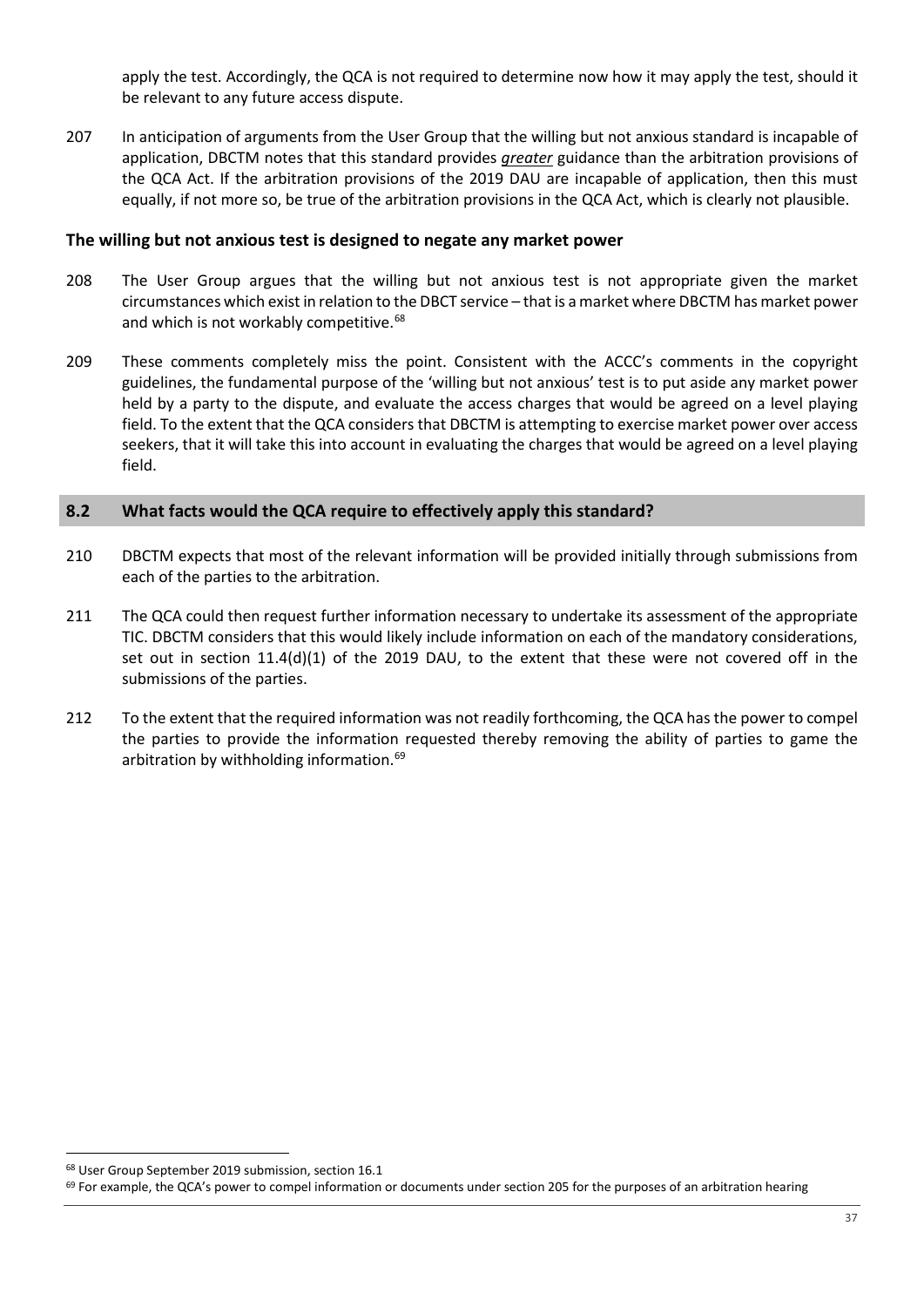apply the test. Accordingly, the QCA is not required to determine now how it may apply the test, should it be relevant to any future access dispute.

207 In anticipation of arguments from the User Group that the willing but not anxious standard is incapable of application, DBCTM notes that this standard provides ***greater*** guidance than the arbitration provisions of the QCA Act. If the arbitration provisions of the 2019 DAU are incapable of application, then this must equally, if not more so, be true of the arbitration provisions in the QCA Act, which is clearly not plausible.

### The willing but not anxious test is designed to negate any market power

208 The User Group argues that the willing but not anxious test is not appropriate given the market circumstances which exist in relation to the DBCT service – that is a market where DBCTM has market power and which is not workably competitive.[68]

209 These comments completely miss the point. Consistent with the ACCC's comments in the copyright guidelines, the fundamental purpose of the 'willing but not anxious' test is to put aside any market power held by a party to the dispute, and evaluate the access charges that would be agreed on a level playing field. To the extent that the QCA considers that DBCTM is attempting to exercise market power over access seekers, that it will take this into account in evaluating the charges that would be agreed on a level playing field.

## 8.2 What facts would the QCA require to effectively apply this standard?

210 DBCTM expects that most of the relevant information will be provided initially through submissions from each of the parties to the arbitration.

211 The QCA could then request further information necessary to undertake its assessment of the appropriate TIC. DBCTM considers that this would likely include information on each of the mandatory considerations, set out in section 11.4(d)(1) of the 2019 DAU, to the extent that these were not covered off in the submissions of the parties.

212 To the extent that the required information was not readily forthcoming, the QCA has the power to compel the parties to provide the information requested thereby removing the ability of parties to game the arbitration by withholding information.[69]

---

[68] User Group September 2019 submission, section 16.1

[69] For example, the QCA's power to compel information or documents under section 205 for the purposes of an arbitration hearing